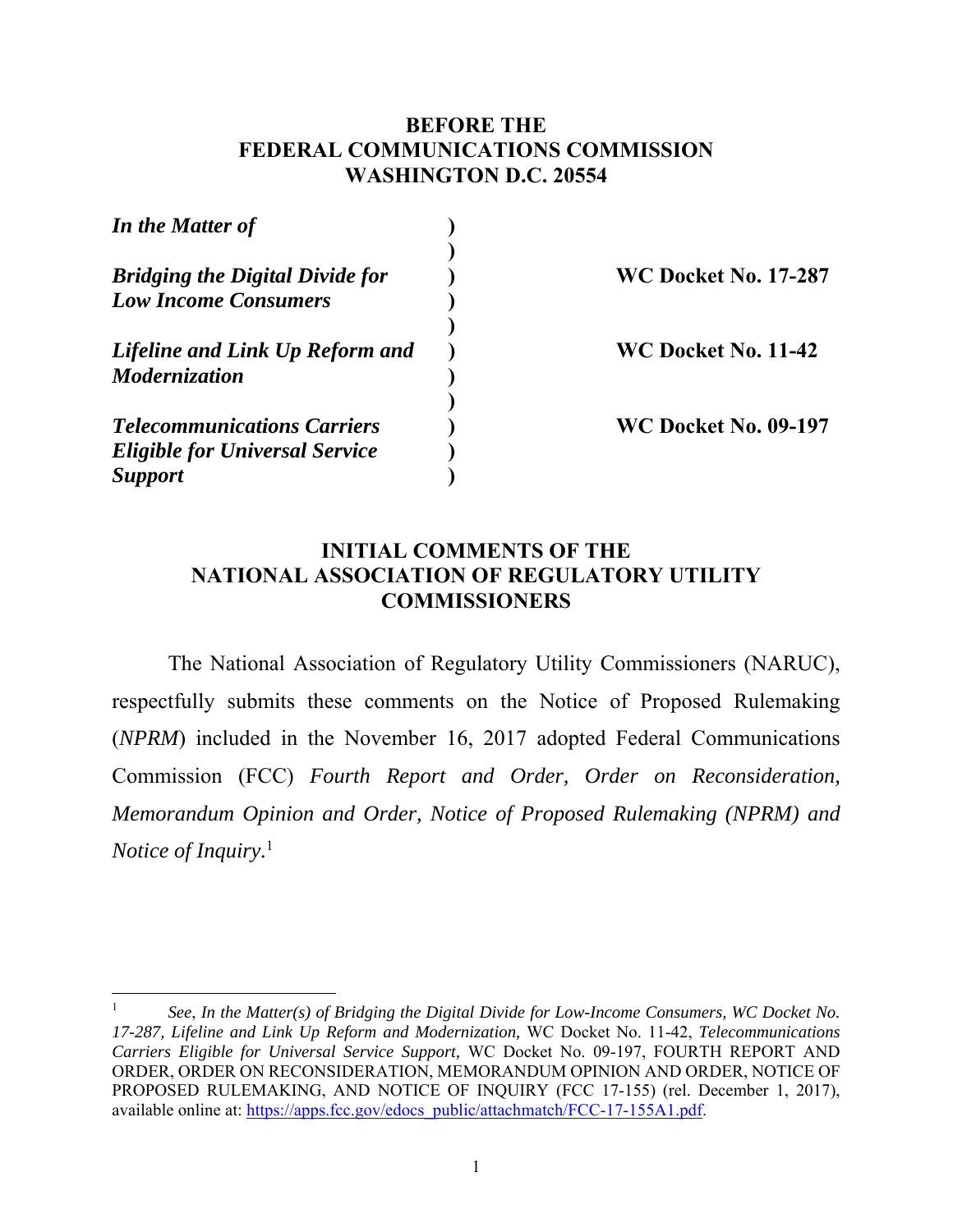**BEFORE THE**
**FEDERAL COMMUNICATIONS COMMISSION**
**WASHINGTON D.C. 20554**

| | | |
|---|---|---|
| ***In the Matter of*** | ) | |
| | ) | |
| ***Bridging the Digital Divide for Low Income Consumers*** | ) | **WC Docket No. 17-287** |
| | ) | |
| ***Lifeline and Link Up Reform and Modernization*** | ) | **WC Docket No. 11-42** |
| | ) | |
| ***Telecommunications Carriers Eligible for Universal Service Support*** | ) | **WC Docket No. 09-197** |

# INITIAL COMMENTS OF THE NATIONAL ASSOCIATION OF REGULATORY UTILITY COMMISSIONERS

The National Association of Regulatory Utility Commissioners (NARUC), respectfully submits these comments on the Notice of Proposed Rulemaking (*NPRM*) included in the November 16, 2017 adopted Federal Communications Commission (FCC) *Fourth Report and Order, Order on Reconsideration, Memorandum Opinion and Order, Notice of Proposed Rulemaking (NPRM) and Notice of Inquiry*.[1]

---

[1] *See*, *In the Matter(s) of Bridging the Digital Divide for Low-Income Consumers, WC Docket No. 17-287, Lifeline and Link Up Reform and Modernization,* WC Docket No. 11-42, *Telecommunications Carriers Eligible for Universal Service Support*, WC Docket No. 09-197, FOURTH REPORT AND ORDER, ORDER ON RECONSIDERATION, MEMORANDUM OPINION AND ORDER, NOTICE OF PROPOSED RULEMAKING, AND NOTICE OF INQUIRY (FCC 17-155) (rel. December 1, 2017), available online at: https://apps.fcc.gov/edocs_public/attachmatch/FCC-17-155A1.pdf.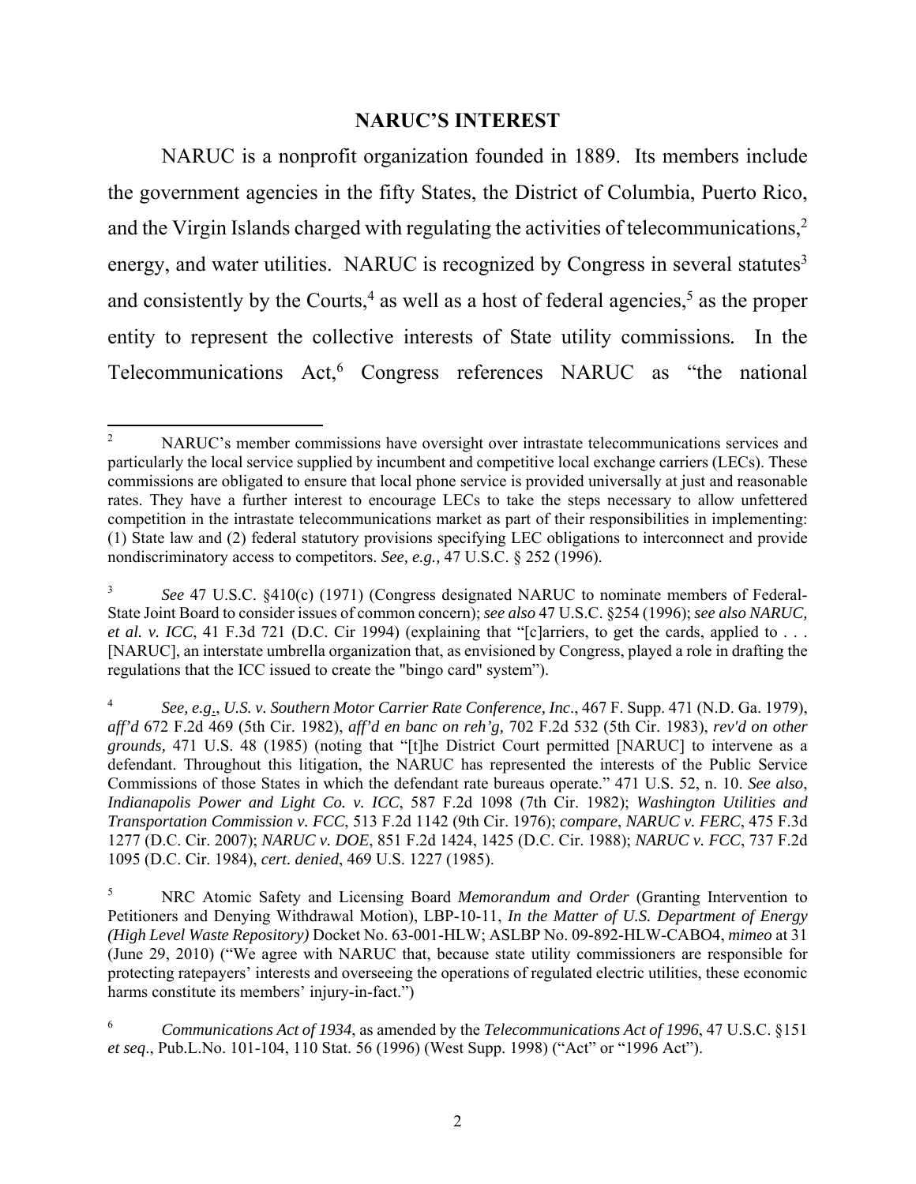## NARUC'S INTEREST

NARUC is a nonprofit organization founded in 1889. Its members include the government agencies in the fifty States, the District of Columbia, Puerto Rico, and the Virgin Islands charged with regulating the activities of telecommunications,[2] energy, and water utilities. NARUC is recognized by Congress in several statutes[3] and consistently by the Courts,[4] as well as a host of federal agencies,[5] as the proper entity to represent the collective interests of State utility commissions. In the Telecommunications Act,[6] Congress references NARUC as "the national

---

[2] NARUC's member commissions have oversight over intrastate telecommunications services and particularly the local service supplied by incumbent and competitive local exchange carriers (LECs). These commissions are obligated to ensure that local phone service is provided universally at just and reasonable rates. They have a further interest to encourage LECs to take the steps necessary to allow unfettered competition in the intrastate telecommunications market as part of their responsibilities in implementing: (1) State law and (2) federal statutory provisions specifying LEC obligations to interconnect and provide nondiscriminatory access to competitors. *See, e.g.,* 47 U.S.C. § 252 (1996).

[3] *See* 47 U.S.C. §410(c) (1971) (Congress designated NARUC to nominate members of Federal-State Joint Board to consider issues of common concern); *see also* 47 U.S.C. §254 (1996); *see also NARUC, et al. v. ICC*, 41 F.3d 721 (D.C. Cir 1994) (explaining that "[c]arriers, to get the cards, applied to . . . [NARUC], an interstate umbrella organization that, as envisioned by Congress, played a role in drafting the regulations that the ICC issued to create the "bingo card" system").

[4] *See, e.g., U.S. v. Southern Motor Carrier Rate Conference, Inc*., 467 F. Supp. 471 (N.D. Ga. 1979), *aff'd* 672 F.2d 469 (5th Cir. 1982), *aff'd en banc on reh'g,* 702 F.2d 532 (5th Cir. 1983), *rev'd on other grounds,* 471 U.S. 48 (1985) (noting that "[t]he District Court permitted [NARUC] to intervene as a defendant. Throughout this litigation, the NARUC has represented the interests of the Public Service Commissions of those States in which the defendant rate bureaus operate." 471 U.S. 52, n. 10. *See also*, *Indianapolis Power and Light Co. v. ICC*, 587 F.2d 1098 (7th Cir. 1982); *Washington Utilities and Transportation Commission v. FCC*, 513 F.2d 1142 (9th Cir. 1976); *compare*, *NARUC v. FERC*, 475 F.3d 1277 (D.C. Cir. 2007); *NARUC v. DOE*, 851 F.2d 1424, 1425 (D.C. Cir. 1988); *NARUC v. FCC*, 737 F.2d 1095 (D.C. Cir. 1984), *cert. denied*, 469 U.S. 1227 (1985).

[5] NRC Atomic Safety and Licensing Board *Memorandum and Order* (Granting Intervention to Petitioners and Denying Withdrawal Motion), LBP-10-11, *In the Matter of U.S. Department of Energy (High Level Waste Repository)* Docket No. 63-001-HLW; ASLBP No. 09-892-HLW-CABO4, *mimeo* at 31 (June 29, 2010) ("We agree with NARUC that, because state utility commissioners are responsible for protecting ratepayers' interests and overseeing the operations of regulated electric utilities, these economic harms constitute its members' injury-in-fact.")

[6] *Communications Act of 1934*, as amended by the *Telecommunications Act of 1996*, 47 U.S.C. §151 *et seq*., Pub.L.No. 101-104, 110 Stat. 56 (1996) (West Supp. 1998) ("Act" or "1996 Act").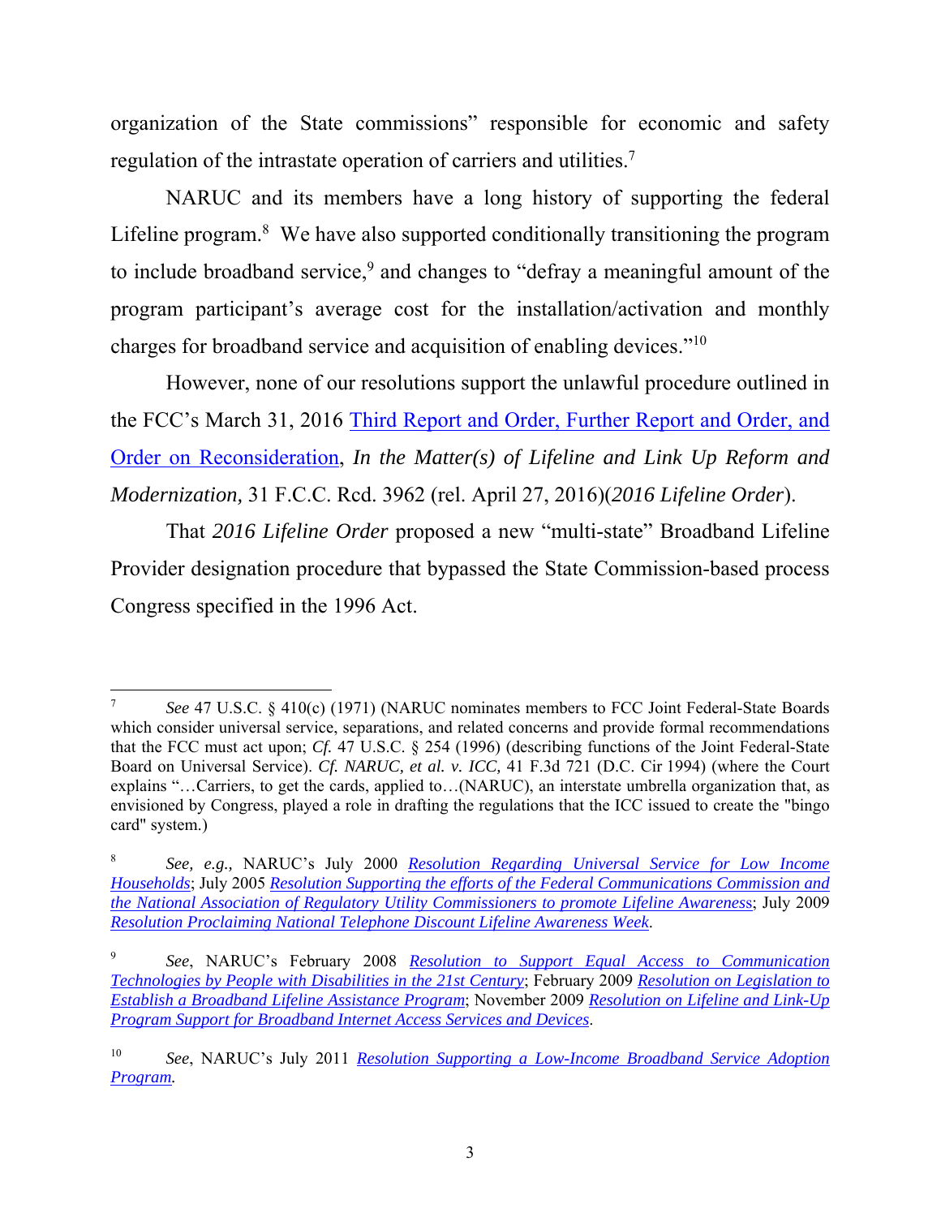organization of the State commissions" responsible for economic and safety regulation of the intrastate operation of carriers and utilities.[7]

NARUC and its members have a long history of supporting the federal Lifeline program.[8] We have also supported conditionally transitioning the program to include broadband service,[9] and changes to "defray a meaningful amount of the program participant's average cost for the installation/activation and monthly charges for broadband service and acquisition of enabling devices."[10]

However, none of our resolutions support the unlawful procedure outlined in the FCC's March 31, 2016 Third Report and Order, Further Report and Order, and Order on Reconsideration, *In the Matter(s) of Lifeline and Link Up Reform and Modernization,* 31 F.C.C. Rcd. 3962 (rel. April 27, 2016)(*2016 Lifeline Order*).

That *2016 Lifeline Order* proposed a new "multi-state" Broadband Lifeline Provider designation procedure that bypassed the State Commission-based process Congress specified in the 1996 Act.

---

[7] *See* 47 U.S.C. § 410(c) (1971) (NARUC nominates members to FCC Joint Federal-State Boards which consider universal service, separations, and related concerns and provide formal recommendations that the FCC must act upon; *Cf.* 47 U.S.C. § 254 (1996) (describing functions of the Joint Federal-State Board on Universal Service). *Cf. NARUC, et al. v. ICC,* 41 F.3d 721 (D.C. Cir 1994) (where the Court explains "…Carriers, to get the cards, applied to…(NARUC), an interstate umbrella organization that, as envisioned by Congress, played a role in drafting the regulations that the ICC issued to create the "bingo card" system.)

[8] *See, e.g.,* NARUC's July 2000 *Resolution Regarding Universal Service for Low Income Households*; July 2005 *Resolution Supporting the efforts of the Federal Communications Commission and the National Association of Regulatory Utility Commissioners to promote Lifeline Awareness*; July 2009 *Resolution Proclaiming National Telephone Discount Lifeline Awareness Week*.

[9] *See*, NARUC's February 2008 *Resolution to Support Equal Access to Communication Technologies by People with Disabilities in the 21st Century*; February 2009 *Resolution on Legislation to Establish a Broadband Lifeline Assistance Program*; November 2009 *Resolution on Lifeline and Link-Up Program Support for Broadband Internet Access Services and Devices*.

[10] *See*, NARUC's July 2011 *Resolution Supporting a Low-Income Broadband Service Adoption Program.*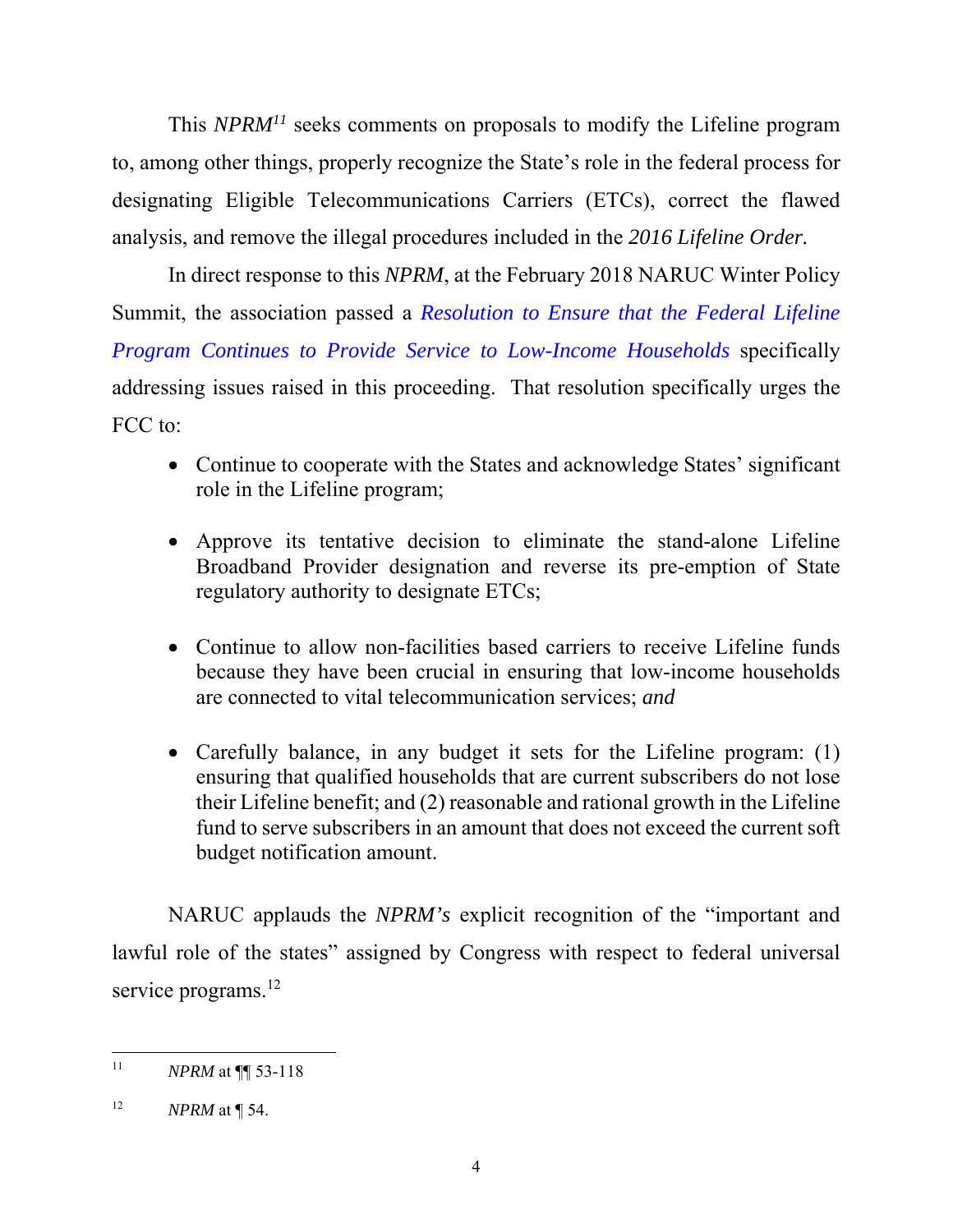This *NPRM*[11] seeks comments on proposals to modify the Lifeline program to, among other things, properly recognize the State's role in the federal process for designating Eligible Telecommunications Carriers (ETCs), correct the flawed analysis, and remove the illegal procedures included in the *2016 Lifeline Order.*

In direct response to this *NPRM*, at the February 2018 NARUC Winter Policy Summit, the association passed a *Resolution to Ensure that the Federal Lifeline Program Continues to Provide Service to Low-Income Households* specifically addressing issues raised in this proceeding. That resolution specifically urges the FCC to:

- Continue to cooperate with the States and acknowledge States' significant role in the Lifeline program;
- Approve its tentative decision to eliminate the stand-alone Lifeline Broadband Provider designation and reverse its pre-emption of State regulatory authority to designate ETCs;
- Continue to allow non-facilities based carriers to receive Lifeline funds because they have been crucial in ensuring that low-income households are connected to vital telecommunication services; *and*
- Carefully balance, in any budget it sets for the Lifeline program: (1) ensuring that qualified households that are current subscribers do not lose their Lifeline benefit; and (2) reasonable and rational growth in the Lifeline fund to serve subscribers in an amount that does not exceed the current soft budget notification amount.

NARUC applauds the *NPRM's* explicit recognition of the "important and lawful role of the states" assigned by Congress with respect to federal universal service programs.[12]

---

[11] *NPRM* at ¶¶ 53-118

[12] *NPRM* at ¶ 54.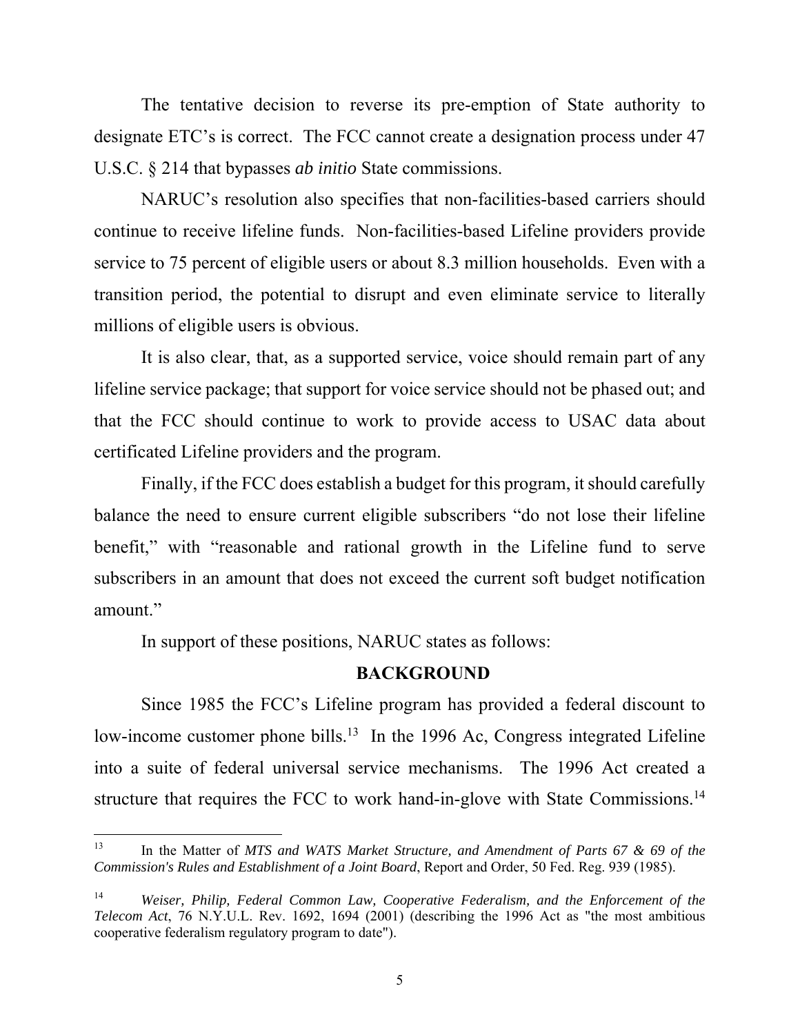The tentative decision to reverse its pre-emption of State authority to designate ETC's is correct. The FCC cannot create a designation process under 47 U.S.C. § 214 that bypasses *ab initio* State commissions.

NARUC's resolution also specifies that non-facilities-based carriers should continue to receive lifeline funds. Non-facilities-based Lifeline providers provide service to 75 percent of eligible users or about 8.3 million households. Even with a transition period, the potential to disrupt and even eliminate service to literally millions of eligible users is obvious.

It is also clear, that, as a supported service, voice should remain part of any lifeline service package; that support for voice service should not be phased out; and that the FCC should continue to work to provide access to USAC data about certificated Lifeline providers and the program.

Finally, if the FCC does establish a budget for this program, it should carefully balance the need to ensure current eligible subscribers "do not lose their lifeline benefit," with "reasonable and rational growth in the Lifeline fund to serve subscribers in an amount that does not exceed the current soft budget notification amount."

In support of these positions, NARUC states as follows:

## BACKGROUND

Since 1985 the FCC's Lifeline program has provided a federal discount to low-income customer phone bills.[13] In the 1996 Ac, Congress integrated Lifeline into a suite of federal universal service mechanisms. The 1996 Act created a structure that requires the FCC to work hand-in-glove with State Commissions.[14]

---

[13] In the Matter of *MTS and WATS Market Structure, and Amendment of Parts 67 & 69 of the Commission's Rules and Establishment of a Joint Board*, Report and Order, 50 Fed. Reg. 939 (1985).

[14] *Weiser, Philip, Federal Common Law, Cooperative Federalism, and the Enforcement of the Telecom Act*, 76 N.Y.U.L. Rev. 1692, 1694 (2001) (describing the 1996 Act as "the most ambitious cooperative federalism regulatory program to date").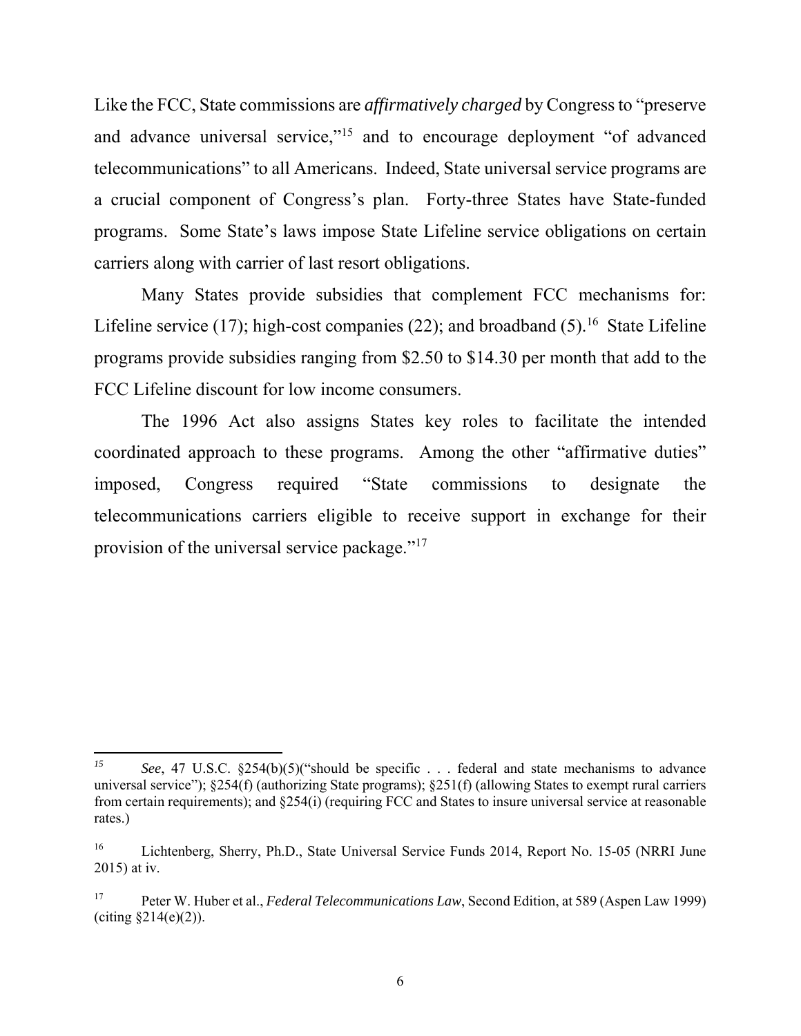Like the FCC, State commissions are *affirmatively charged* by Congress to "preserve and advance universal service,"[15] and to encourage deployment "of advanced telecommunications" to all Americans. Indeed, State universal service programs are a crucial component of Congress's plan. Forty-three States have State-funded programs. Some State's laws impose State Lifeline service obligations on certain carriers along with carrier of last resort obligations.

Many States provide subsidies that complement FCC mechanisms for: Lifeline service (17); high-cost companies (22); and broadband (5).[16] State Lifeline programs provide subsidies ranging from $2.50 to $14.30 per month that add to the FCC Lifeline discount for low income consumers.

The 1996 Act also assigns States key roles to facilitate the intended coordinated approach to these programs. Among the other "affirmative duties" imposed, Congress required "State commissions to designate the telecommunications carriers eligible to receive support in exchange for their provision of the universal service package."[17]

---

[15] *See*, 47 U.S.C. §254(b)(5)("should be specific . . . federal and state mechanisms to advance universal service"); §254(f) (authorizing State programs); §251(f) (allowing States to exempt rural carriers from certain requirements); and §254(i) (requiring FCC and States to insure universal service at reasonable rates.)

[16] Lichtenberg, Sherry, Ph.D., State Universal Service Funds 2014, Report No. 15-05 (NRRI June 2015) at iv.

[17] Peter W. Huber et al., *Federal Telecommunications Law*, Second Edition, at 589 (Aspen Law 1999) (citing §214(e)(2)).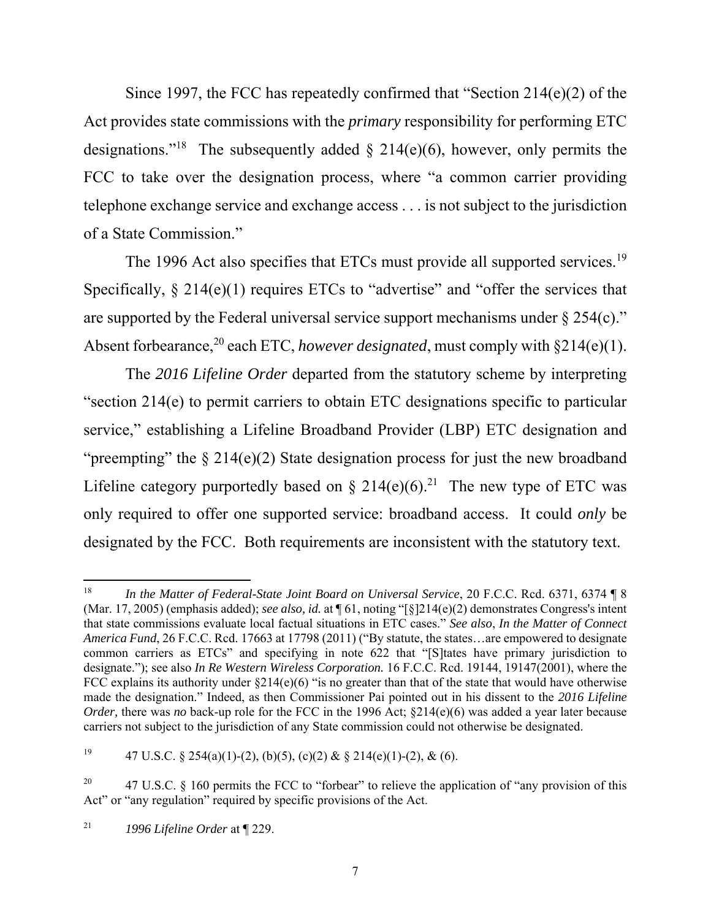Since 1997, the FCC has repeatedly confirmed that "Section 214(e)(2) of the Act provides state commissions with the *primary* responsibility for performing ETC designations."[18] The subsequently added § 214(e)(6), however, only permits the FCC to take over the designation process, where "a common carrier providing telephone exchange service and exchange access . . . is not subject to the jurisdiction of a State Commission."

The 1996 Act also specifies that ETCs must provide all supported services.[19] Specifically, § 214(e)(1) requires ETCs to "advertise" and "offer the services that are supported by the Federal universal service support mechanisms under § 254(c)." Absent forbearance,[20] each ETC, *however designated*, must comply with §214(e)(1).

The *2016 Lifeline Order* departed from the statutory scheme by interpreting "section 214(e) to permit carriers to obtain ETC designations specific to particular service," establishing a Lifeline Broadband Provider (LBP) ETC designation and "preempting" the § 214(e)(2) State designation process for just the new broadband Lifeline category purportedly based on § 214(e)(6).[21] The new type of ETC was only required to offer one supported service: broadband access. It could *only* be designated by the FCC. Both requirements are inconsistent with the statutory text.

---

[18] *In the Matter of Federal-State Joint Board on Universal Service*, 20 F.C.C. Rcd. 6371, 6374 ¶ 8 (Mar. 17, 2005) (emphasis added); *see also, id.* at ¶ 61, noting "[§]214(e)(2) demonstrates Congress's intent that state commissions evaluate local factual situations in ETC cases." *See also*, *In the Matter of Connect America Fund*, 26 F.C.C. Rcd. 17663 at 17798 (2011) ("By statute, the states…are empowered to designate common carriers as ETCs" and specifying in note 622 that "[S]tates have primary jurisdiction to designate."); see also *In Re Western Wireless Corporation.* 16 F.C.C. Rcd. 19144, 19147(2001), where the FCC explains its authority under §214(e)(6) "is no greater than that of the state that would have otherwise made the designation." Indeed, as then Commissioner Pai pointed out in his dissent to the *2016 Lifeline Order,* there was *no* back-up role for the FCC in the 1996 Act; §214(e)(6) was added a year later because carriers not subject to the jurisdiction of any State commission could not otherwise be designated.

[19] 47 U.S.C. § 254(a)(1)-(2), (b)(5), (c)(2) & § 214(e)(1)-(2), & (6).

[20] 47 U.S.C. § 160 permits the FCC to "forbear" to relieve the application of "any provision of this Act" or "any regulation" required by specific provisions of the Act.

[21] *1996 Lifeline Order* at ¶ 229.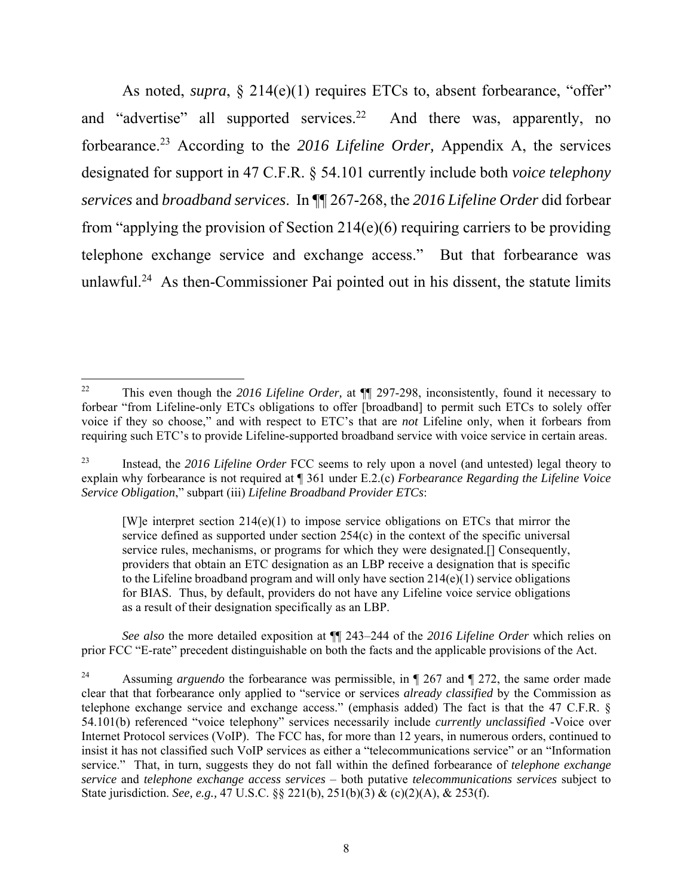As noted, *supra*, § 214(e)(1) requires ETCs to, absent forbearance, "offer" and "advertise" all supported services.[22] And there was, apparently, no forbearance.[23] According to the *2016 Lifeline Order,* Appendix A, the services designated for support in 47 C.F.R. § 54.101 currently include both *voice telephony services* and *broadband services*. In ¶¶ 267-268, the *2016 Lifeline Order* did forbear from "applying the provision of Section 214(e)(6) requiring carriers to be providing telephone exchange service and exchange access." But that forbearance was unlawful.[24] As then-Commissioner Pai pointed out in his dissent, the statute limits

---

[22] This even though the *2016 Lifeline Order,* at ¶¶ 297-298, inconsistently, found it necessary to forbear "from Lifeline-only ETCs obligations to offer [broadband] to permit such ETCs to solely offer voice if they so choose," and with respect to ETC's that are *not* Lifeline only, when it forbears from requiring such ETC's to provide Lifeline-supported broadband service with voice service in certain areas.

[23] Instead, the *2016 Lifeline Order* FCC seems to rely upon a novel (and untested) legal theory to explain why forbearance is not required at ¶ 361 under E.2.(c) *Forbearance Regarding the Lifeline Voice Service Obligation*," subpart (iii) *Lifeline Broadband Provider ETCs*:

> [W]e interpret section 214(e)(1) to impose service obligations on ETCs that mirror the service defined as supported under section 254(c) in the context of the specific universal service rules, mechanisms, or programs for which they were designated.[] Consequently, providers that obtain an ETC designation as an LBP receive a designation that is specific to the Lifeline broadband program and will only have section 214(e)(1) service obligations for BIAS. Thus, by default, providers do not have any Lifeline voice service obligations as a result of their designation specifically as an LBP.

*See also* the more detailed exposition at ¶¶ 243–244 of the *2016 Lifeline Order* which relies on prior FCC "E-rate" precedent distinguishable on both the facts and the applicable provisions of the Act.

[24] Assuming *arguendo* the forbearance was permissible, in ¶ 267 and ¶ 272, the same order made clear that that forbearance only applied to "service or services *already classified* by the Commission as telephone exchange service and exchange access." (emphasis added) The fact is that the 47 C.F.R. § 54.101(b) referenced "voice telephony" services necessarily include *currently unclassified* -Voice over Internet Protocol services (VoIP). The FCC has, for more than 12 years, in numerous orders, continued to insist it has not classified such VoIP services as either a "telecommunications service" or an "Information service." That, in turn, suggests they do not fall within the defined forbearance of *telephone exchange service* and *telephone exchange access services* – both putative *telecommunications services* subject to State jurisdiction. *See, e.g.,* 47 U.S.C. §§ 221(b), 251(b)(3) & (c)(2)(A), & 253(f).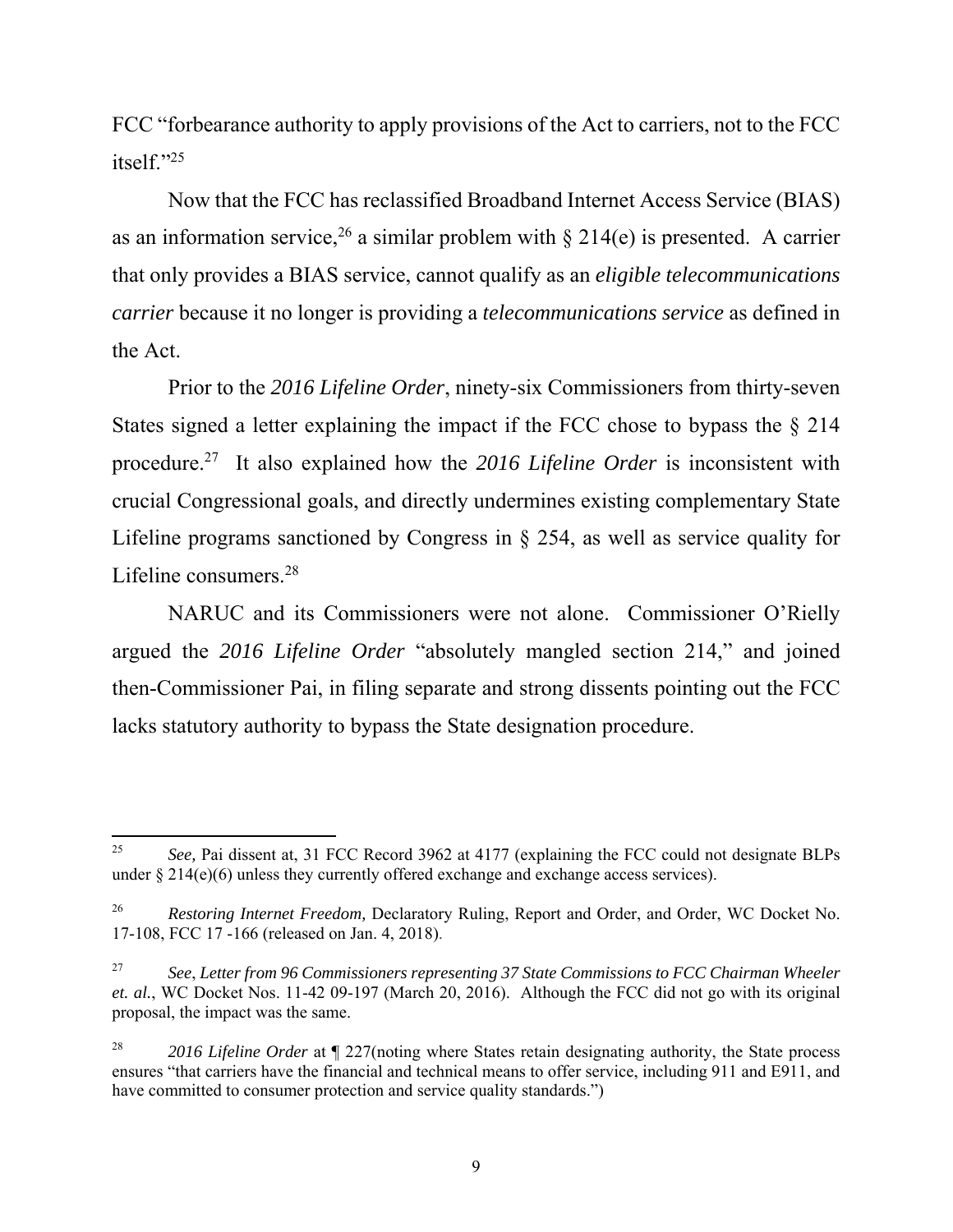FCC "forbearance authority to apply provisions of the Act to carriers, not to the FCC itself."[25]

Now that the FCC has reclassified Broadband Internet Access Service (BIAS) as an information service,[26] a similar problem with § 214(e) is presented. A carrier that only provides a BIAS service, cannot qualify as an *eligible telecommunications carrier* because it no longer is providing a *telecommunications service* as defined in the Act.

Prior to the *2016 Lifeline Order*, ninety-six Commissioners from thirty-seven States signed a letter explaining the impact if the FCC chose to bypass the § 214 procedure.[27] It also explained how the *2016 Lifeline Order* is inconsistent with crucial Congressional goals, and directly undermines existing complementary State Lifeline programs sanctioned by Congress in § 254, as well as service quality for Lifeline consumers.[28]

NARUC and its Commissioners were not alone. Commissioner O'Rielly argued the *2016 Lifeline Order* "absolutely mangled section 214," and joined then-Commissioner Pai, in filing separate and strong dissents pointing out the FCC lacks statutory authority to bypass the State designation procedure.

---

[25] *See,* Pai dissent at, 31 FCC Record 3962 at 4177 (explaining the FCC could not designate BLPs under § 214(e)(6) unless they currently offered exchange and exchange access services).

[26] *Restoring Internet Freedom,* Declaratory Ruling, Report and Order, and Order, WC Docket No. 17-108, FCC 17 -166 (released on Jan. 4, 2018).

[27] *See*, *Letter from 96 Commissioners representing 37 State Commissions to FCC Chairman Wheeler et. al.*, WC Docket Nos. 11-42 09-197 (March 20, 2016). Although the FCC did not go with its original proposal, the impact was the same.

[28] *2016 Lifeline Order* at ¶ 227(noting where States retain designating authority, the State process ensures "that carriers have the financial and technical means to offer service, including 911 and E911, and have committed to consumer protection and service quality standards.")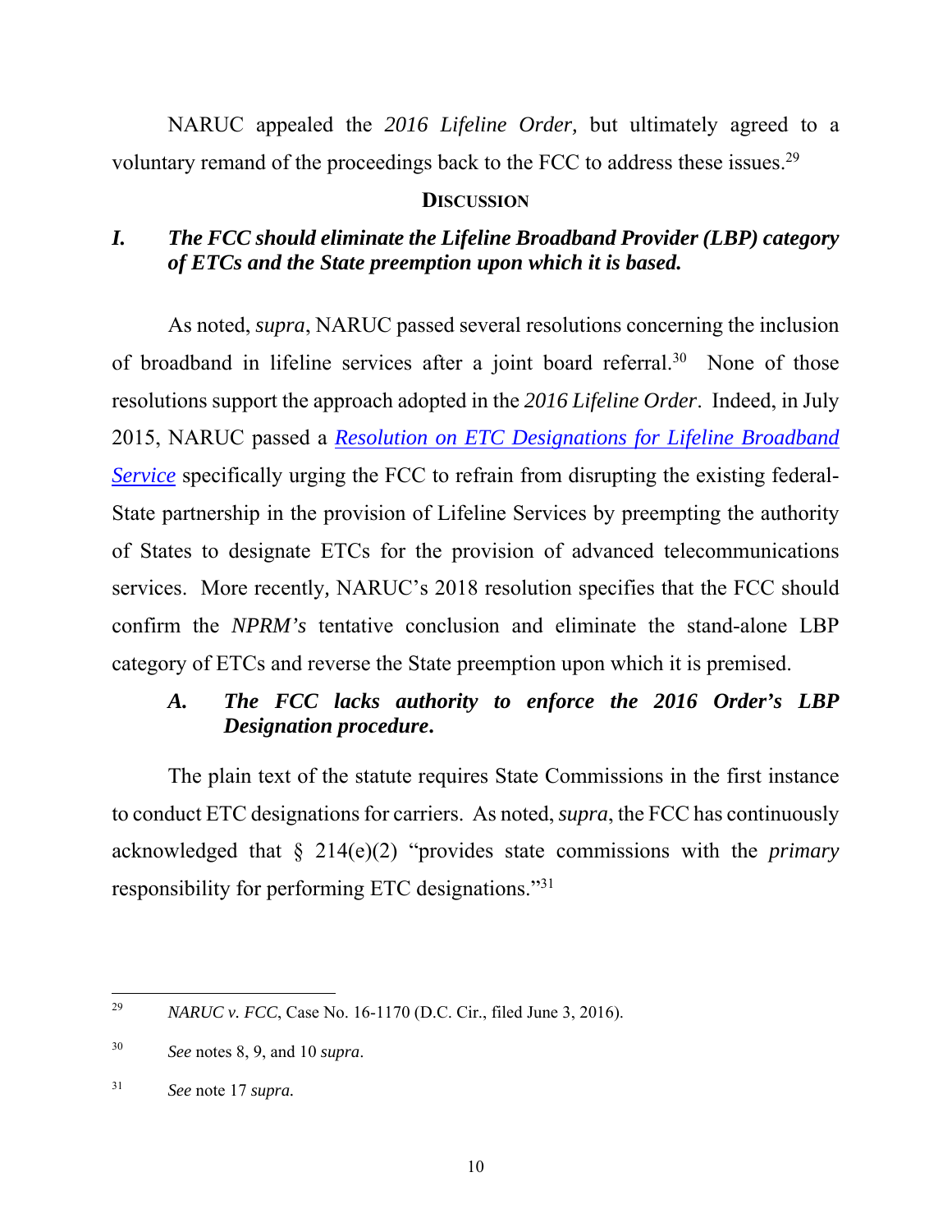NARUC appealed the *2016 Lifeline Order,* but ultimately agreed to a voluntary remand of the proceedings back to the FCC to address these issues.[29]

## Discussion

### *I. The FCC should eliminate the Lifeline Broadband Provider (LBP) category of ETCs and the State preemption upon which it is based.*

As noted, *supra*, NARUC passed several resolutions concerning the inclusion of broadband in lifeline services after a joint board referral.[30] None of those resolutions support the approach adopted in the *2016 Lifeline Order*. Indeed, in July 2015, NARUC passed a ***Resolution on ETC Designations for Lifeline Broadband Service*** specifically urging the FCC to refrain from disrupting the existing federal-State partnership in the provision of Lifeline Services by preempting the authority of States to designate ETCs for the provision of advanced telecommunications services. More recently*,* NARUC's 2018 resolution specifies that the FCC should confirm the *NPRM's* tentative conclusion and eliminate the stand-alone LBP category of ETCs and reverse the State preemption upon which it is premised.

#### *A. The FCC lacks authority to enforce the 2016 Order's LBP Designation procedure.*

The plain text of the statute requires State Commissions in the first instance to conduct ETC designations for carriers. As noted, *supra*, the FCC has continuously acknowledged that § 214(e)(2) "provides state commissions with the *primary* responsibility for performing ETC designations."[31]

---

[29] *NARUC v. FCC*, Case No. 16-1170 (D.C. Cir., filed June 3, 2016).

[30] *See* notes 8, 9, and 10 *supra*.

[31] *See* note 17 *supra.*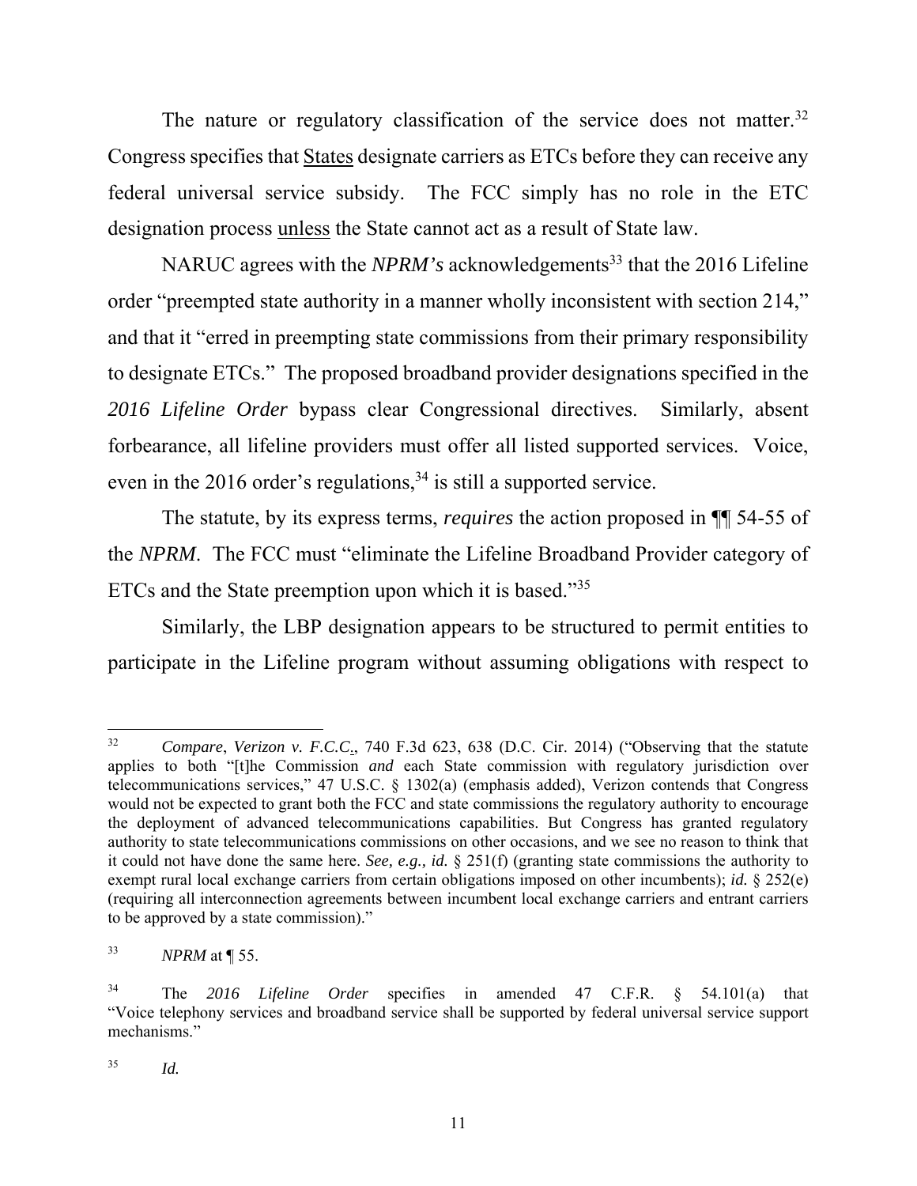The nature or regulatory classification of the service does not matter.[32] Congress specifies that States designate carriers as ETCs before they can receive any federal universal service subsidy. The FCC simply has no role in the ETC designation process unless the State cannot act as a result of State law.

NARUC agrees with the *NPRM's* acknowledgements[33] that the 2016 Lifeline order "preempted state authority in a manner wholly inconsistent with section 214," and that it "erred in preempting state commissions from their primary responsibility to designate ETCs." The proposed broadband provider designations specified in the *2016 Lifeline Order* bypass clear Congressional directives. Similarly, absent forbearance, all lifeline providers must offer all listed supported services. Voice, even in the 2016 order's regulations,[34] is still a supported service.

The statute, by its express terms, *requires* the action proposed in ¶¶ 54-55 of the *NPRM*. The FCC must "eliminate the Lifeline Broadband Provider category of ETCs and the State preemption upon which it is based."[35]

Similarly, the LBP designation appears to be structured to permit entities to participate in the Lifeline program without assuming obligations with respect to

---

[32] *Compare*, *Verizon v. F.C.C.*, 740 F.3d 623, 638 (D.C. Cir. 2014) ("Observing that the statute applies to both "[t]he Commission *and* each State commission with regulatory jurisdiction over telecommunications services," 47 U.S.C. § 1302(a) (emphasis added), Verizon contends that Congress would not be expected to grant both the FCC and state commissions the regulatory authority to encourage the deployment of advanced telecommunications capabilities. But Congress has granted regulatory authority to state telecommunications commissions on other occasions, and we see no reason to think that it could not have done the same here. *See, e.g., id.* § 251(f) (granting state commissions the authority to exempt rural local exchange carriers from certain obligations imposed on other incumbents); *id.* § 252(e) (requiring all interconnection agreements between incumbent local exchange carriers and entrant carriers to be approved by a state commission)."

[33] *NPRM* at ¶ 55.

[34] The *2016 Lifeline Order* specifies in amended 47 C.F.R. § 54.101(a) that "Voice telephony services and broadband service shall be supported by federal universal service support mechanisms."

[35] *Id.*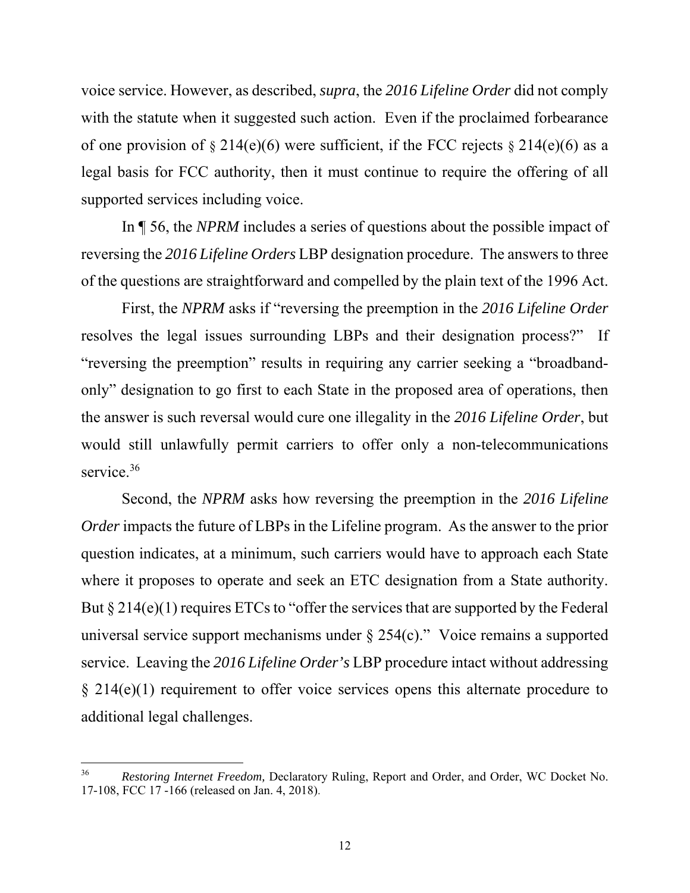voice service. However, as described, *supra*, the *2016 Lifeline Order* did not comply with the statute when it suggested such action. Even if the proclaimed forbearance of one provision of § 214(e)(6) were sufficient, if the FCC rejects § 214(e)(6) as a legal basis for FCC authority, then it must continue to require the offering of all supported services including voice.

In ¶ 56, the *NPRM* includes a series of questions about the possible impact of reversing the *2016 Lifeline Orders* LBP designation procedure. The answers to three of the questions are straightforward and compelled by the plain text of the 1996 Act.

First, the *NPRM* asks if "reversing the preemption in the *2016 Lifeline Order* resolves the legal issues surrounding LBPs and their designation process?" If "reversing the preemption" results in requiring any carrier seeking a "broadband-only" designation to go first to each State in the proposed area of operations, then the answer is such reversal would cure one illegality in the *2016 Lifeline Order*, but would still unlawfully permit carriers to offer only a non-telecommunications service.[36]

Second, the *NPRM* asks how reversing the preemption in the *2016 Lifeline Order* impacts the future of LBPs in the Lifeline program. As the answer to the prior question indicates, at a minimum, such carriers would have to approach each State where it proposes to operate and seek an ETC designation from a State authority. But § 214(e)(1) requires ETCs to "offer the services that are supported by the Federal universal service support mechanisms under § 254(c)." Voice remains a supported service. Leaving the *2016 Lifeline Order's* LBP procedure intact without addressing § 214(e)(1) requirement to offer voice services opens this alternate procedure to additional legal challenges.

---

[36] *Restoring Internet Freedom,* Declaratory Ruling, Report and Order, and Order, WC Docket No. 17-108, FCC 17 -166 (released on Jan. 4, 2018).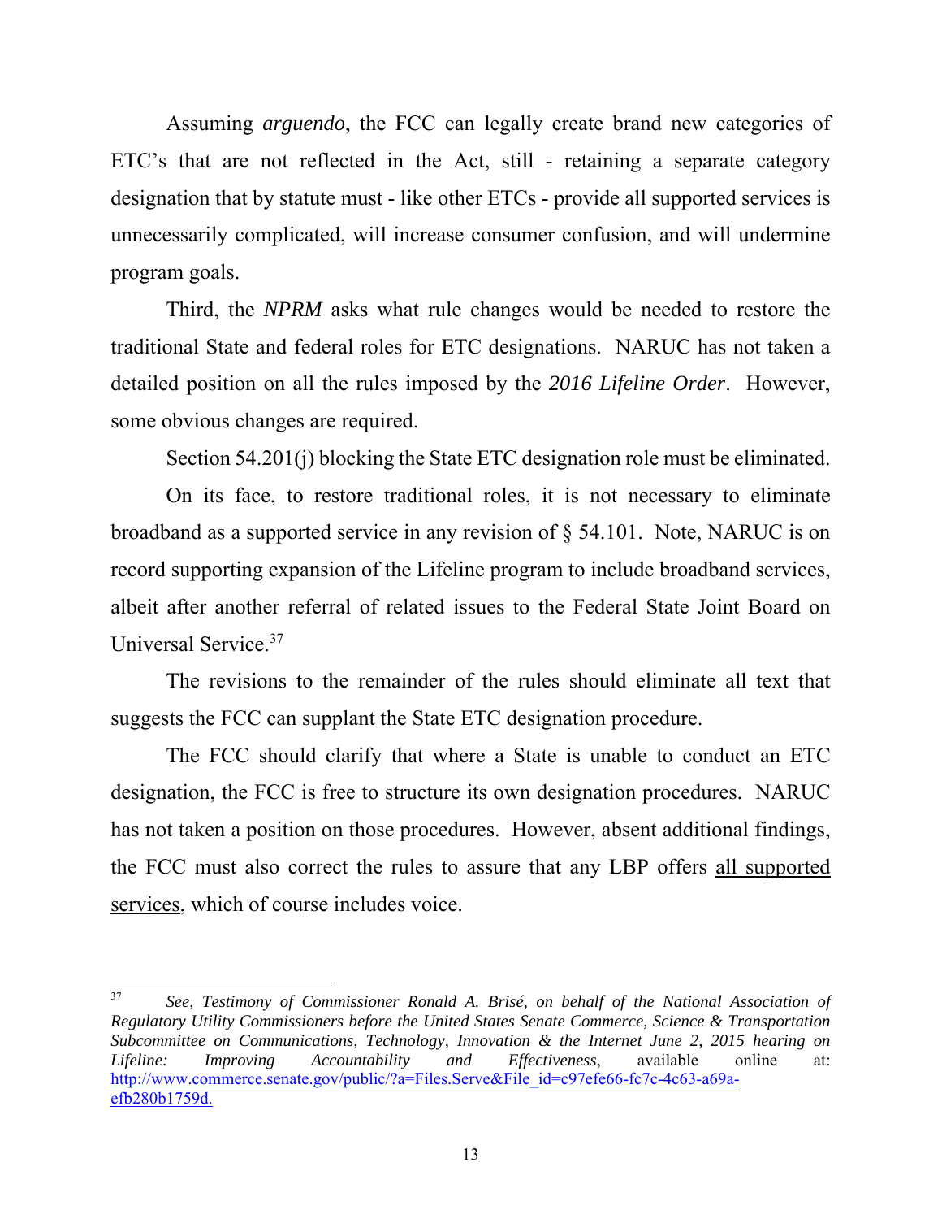Assuming *arguendo*, the FCC can legally create brand new categories of ETC's that are not reflected in the Act, still - retaining a separate category designation that by statute must - like other ETCs - provide all supported services is unnecessarily complicated, will increase consumer confusion, and will undermine program goals.

Third, the *NPRM* asks what rule changes would be needed to restore the traditional State and federal roles for ETC designations. NARUC has not taken a detailed position on all the rules imposed by the *2016 Lifeline Order*. However, some obvious changes are required.

Section 54.201(j) blocking the State ETC designation role must be eliminated.

On its face, to restore traditional roles, it is not necessary to eliminate broadband as a supported service in any revision of § 54.101. Note, NARUC is on record supporting expansion of the Lifeline program to include broadband services, albeit after another referral of related issues to the Federal State Joint Board on Universal Service.[37]

The revisions to the remainder of the rules should eliminate all text that suggests the FCC can supplant the State ETC designation procedure.

The FCC should clarify that where a State is unable to conduct an ETC designation, the FCC is free to structure its own designation procedures. NARUC has not taken a position on those procedures. However, absent additional findings, the FCC must also correct the rules to assure that any LBP offers <u>all supported services</u>, which of course includes voice.

---

[37] *See, Testimony of Commissioner Ronald A. Brisé, on behalf of the National Association of Regulatory Utility Commissioners before the United States Senate Commerce, Science & Transportation Subcommittee on Communications, Technology, Innovation & the Internet June 2, 2015 hearing on Lifeline: Improving Accountability and Effectiveness*, available online at: http://www.commerce.senate.gov/public/?a=Files.Serve&File_id=c97efe66-fc7c-4c63-a69a-efb280b1759d.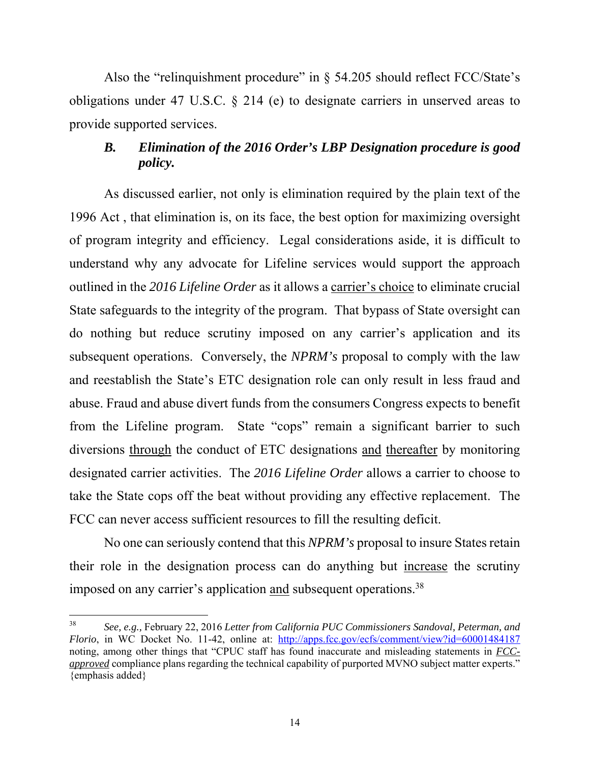Also the "relinquishment procedure" in § 54.205 should reflect FCC/State's obligations under 47 U.S.C. § 214 (e) to designate carriers in unserved areas to provide supported services.

### *B. Elimination of the 2016 Order's LBP Designation procedure is good policy.*

As discussed earlier, not only is elimination required by the plain text of the 1996 Act , that elimination is, on its face, the best option for maximizing oversight of program integrity and efficiency. Legal considerations aside, it is difficult to understand why any advocate for Lifeline services would support the approach outlined in the *2016 Lifeline Order* as it allows a <u>carrier's choice</u> to eliminate crucial State safeguards to the integrity of the program. That bypass of State oversight can do nothing but reduce scrutiny imposed on any carrier's application and its subsequent operations. Conversely, the *NPRM's* proposal to comply with the law and reestablish the State's ETC designation role can only result in less fraud and abuse. Fraud and abuse divert funds from the consumers Congress expects to benefit from the Lifeline program. State "cops" remain a significant barrier to such diversions <u>through</u> the conduct of ETC designations <u>and</u> <u>thereafter</u> by monitoring designated carrier activities. The *2016 Lifeline Order* allows a carrier to choose to take the State cops off the beat without providing any effective replacement. The FCC can never access sufficient resources to fill the resulting deficit.

No one can seriously contend that this *NPRM's* proposal to insure States retain their role in the designation process can do anything but <u>increase</u> the scrutiny imposed on any carrier's application <u>and</u> subsequent operations.[38]

---

[38] *See, e.g.,* February 22, 2016 *Letter from California PUC Commissioners Sandoval, Peterman, and Florio*, in WC Docket No. 11-42, online at: http://apps.fcc.gov/ecfs/comment/view?id=60001484187 noting, among other things that "CPUC staff has found inaccurate and misleading statements in <u>*FCC-approved*</u> compliance plans regarding the technical capability of purported MVNO subject matter experts." {emphasis added}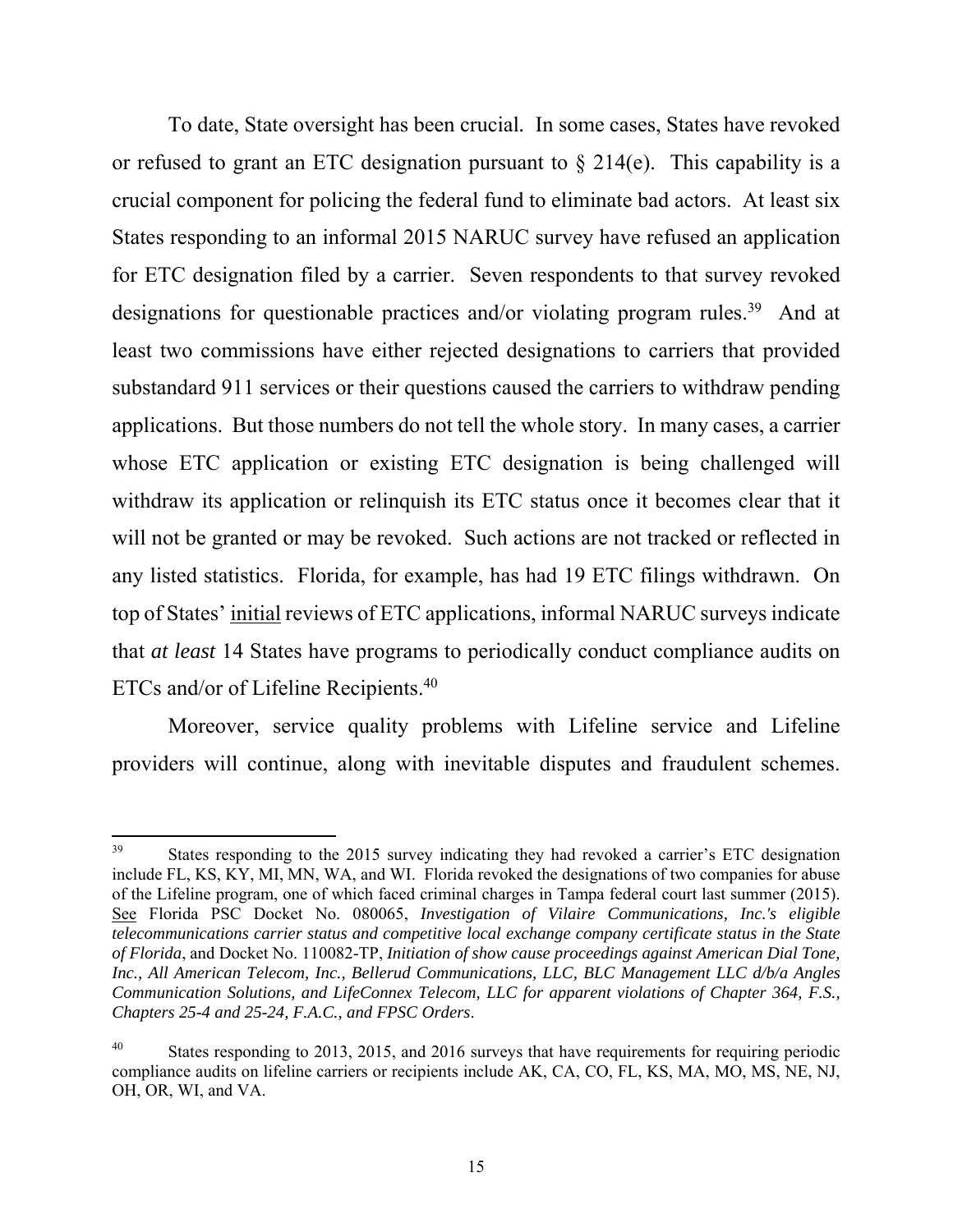To date, State oversight has been crucial. In some cases, States have revoked or refused to grant an ETC designation pursuant to § 214(e). This capability is a crucial component for policing the federal fund to eliminate bad actors. At least six States responding to an informal 2015 NARUC survey have refused an application for ETC designation filed by a carrier. Seven respondents to that survey revoked designations for questionable practices and/or violating program rules.[39] And at least two commissions have either rejected designations to carriers that provided substandard 911 services or their questions caused the carriers to withdraw pending applications. But those numbers do not tell the whole story. In many cases, a carrier whose ETC application or existing ETC designation is being challenged will withdraw its application or relinquish its ETC status once it becomes clear that it will not be granted or may be revoked. Such actions are not tracked or reflected in any listed statistics. Florida, for example, has had 19 ETC filings withdrawn. On top of States' <u>initial</u> reviews of ETC applications, informal NARUC surveys indicate that *at least* 14 States have programs to periodically conduct compliance audits on ETCs and/or of Lifeline Recipients.[40]

Moreover, service quality problems with Lifeline service and Lifeline providers will continue, along with inevitable disputes and fraudulent schemes.

---

[39] States responding to the 2015 survey indicating they had revoked a carrier's ETC designation include FL, KS, KY, MI, MN, WA, and WI. Florida revoked the designations of two companies for abuse of the Lifeline program, one of which faced criminal charges in Tampa federal court last summer (2015). <u>See</u> Florida PSC Docket No. 080065, *Investigation of Vilaire Communications, Inc.'s eligible telecommunications carrier status and competitive local exchange company certificate status in the State of Florida*, and Docket No. 110082-TP, *Initiation of show cause proceedings against American Dial Tone, Inc., All American Telecom, Inc., Bellerud Communications, LLC, BLC Management LLC d/b/a Angles Communication Solutions, and LifeConnex Telecom, LLC for apparent violations of Chapter 364, F.S., Chapters 25-4 and 25-24, F.A.C., and FPSC Orders*.

[40] States responding to 2013, 2015, and 2016 surveys that have requirements for requiring periodic compliance audits on lifeline carriers or recipients include AK, CA, CO, FL, KS, MA, MO, MS, NE, NJ, OH, OR, WI, and VA.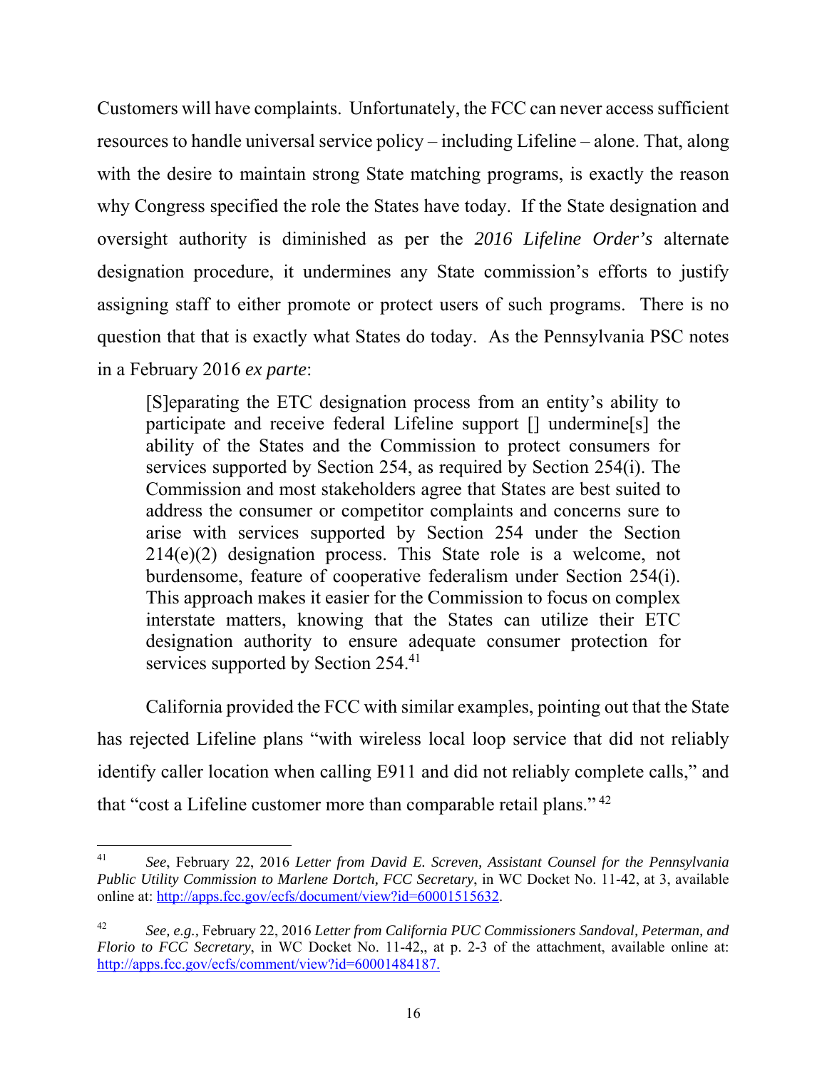Customers will have complaints. Unfortunately, the FCC can never access sufficient resources to handle universal service policy – including Lifeline – alone. That, along with the desire to maintain strong State matching programs, is exactly the reason why Congress specified the role the States have today. If the State designation and oversight authority is diminished as per the *2016 Lifeline Order's* alternate designation procedure, it undermines any State commission's efforts to justify assigning staff to either promote or protect users of such programs. There is no question that that is exactly what States do today. As the Pennsylvania PSC notes in a February 2016 *ex parte*:

> [S]eparating the ETC designation process from an entity's ability to participate and receive federal Lifeline support [] undermine[s] the ability of the States and the Commission to protect consumers for services supported by Section 254, as required by Section 254(i). The Commission and most stakeholders agree that States are best suited to address the consumer or competitor complaints and concerns sure to arise with services supported by Section 254 under the Section 214(e)(2) designation process. This State role is a welcome, not burdensome, feature of cooperative federalism under Section 254(i). This approach makes it easier for the Commission to focus on complex interstate matters, knowing that the States can utilize their ETC designation authority to ensure adequate consumer protection for services supported by Section 254.[41]

California provided the FCC with similar examples, pointing out that the State has rejected Lifeline plans "with wireless local loop service that did not reliably identify caller location when calling E911 and did not reliably complete calls," and that "cost a Lifeline customer more than comparable retail plans." [42]

---

[41] *See*, February 22, 2016 *Letter from David E. Screven, Assistant Counsel for the Pennsylvania Public Utility Commission to Marlene Dortch, FCC Secretary*, in WC Docket No. 11-42, at 3, available online at: http://apps.fcc.gov/ecfs/document/view?id=60001515632.

[42] *See, e.g.,* February 22, 2016 *Letter from California PUC Commissioners Sandoval, Peterman, and Florio to FCC Secretary*, in WC Docket No. 11-42,, at p. 2-3 of the attachment, available online at: http://apps.fcc.gov/ecfs/comment/view?id=60001484187.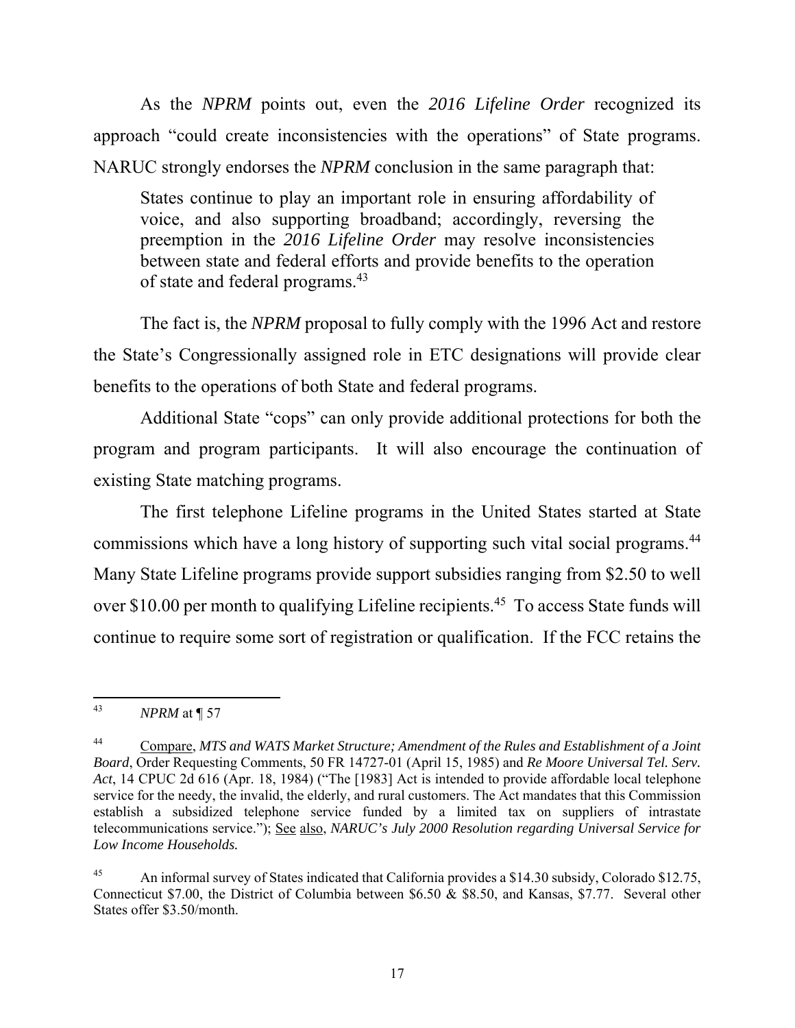As the *NPRM* points out, even the *2016 Lifeline Order* recognized its approach "could create inconsistencies with the operations" of State programs. NARUC strongly endorses the *NPRM* conclusion in the same paragraph that:

> States continue to play an important role in ensuring affordability of voice, and also supporting broadband; accordingly, reversing the preemption in the *2016 Lifeline Order* may resolve inconsistencies between state and federal efforts and provide benefits to the operation of state and federal programs.[43]

The fact is, the *NPRM* proposal to fully comply with the 1996 Act and restore the State's Congressionally assigned role in ETC designations will provide clear benefits to the operations of both State and federal programs.

Additional State "cops" can only provide additional protections for both the program and program participants. It will also encourage the continuation of existing State matching programs.

The first telephone Lifeline programs in the United States started at State commissions which have a long history of supporting such vital social programs.[44] Many State Lifeline programs provide support subsidies ranging from $2.50 to well over $10.00 per month to qualifying Lifeline recipients.[45] To access State funds will continue to require some sort of registration or qualification. If the FCC retains the

---

[43] *NPRM* at ¶ 57

[44] Compare, *MTS and WATS Market Structure; Amendment of the Rules and Establishment of a Joint Board*, Order Requesting Comments, 50 FR 14727-01 (April 15, 1985) and *Re Moore Universal Tel. Serv. Act*, 14 CPUC 2d 616 (Apr. 18, 1984) ("The [1983] Act is intended to provide affordable local telephone service for the needy, the invalid, the elderly, and rural customers. The Act mandates that this Commission establish a subsidized telephone service funded by a limited tax on suppliers of intrastate telecommunications service."); See also, ***NARUC's July 2000 Resolution regarding Universal Service for Low Income Households.***

[45] An informal survey of States indicated that California provides a $14.30 subsidy, Colorado $12.75, Connecticut $7.00, the District of Columbia between $6.50 & $8.50, and Kansas, $7.77. Several other States offer $3.50/month.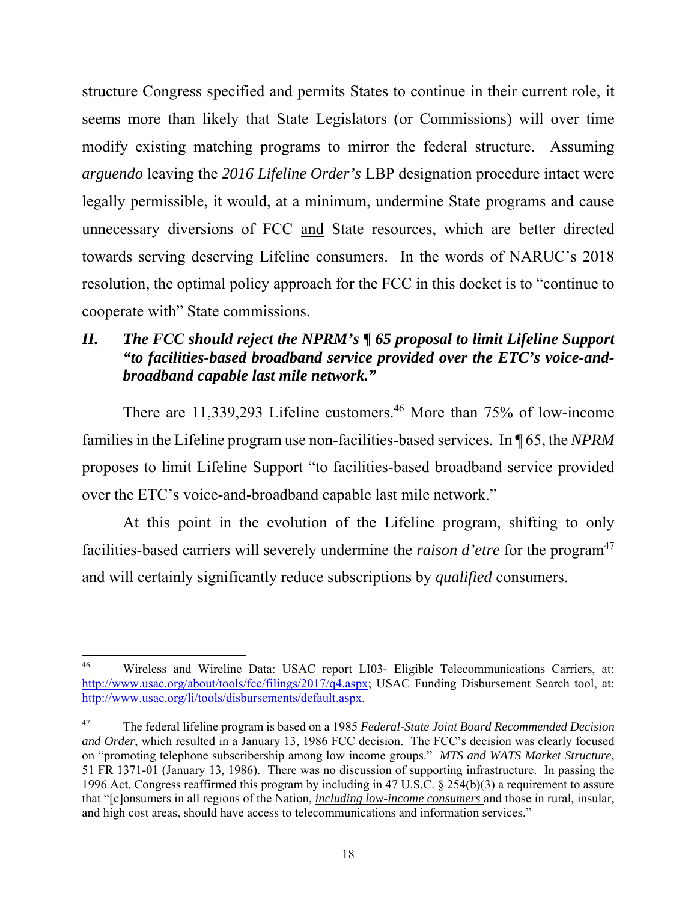structure Congress specified and permits States to continue in their current role, it seems more than likely that State Legislators (or Commissions) will over time modify existing matching programs to mirror the federal structure. Assuming *arguendo* leaving the *2016 Lifeline Order's* LBP designation procedure intact were legally permissible, it would, at a minimum, undermine State programs and cause unnecessary diversions of FCC <u>and</u> State resources, which are better directed towards serving deserving Lifeline consumers. In the words of NARUC's 2018 resolution, the optimal policy approach for the FCC in this docket is to "continue to cooperate with" State commissions.

### *II. The FCC should reject the NPRM's ¶ 65 proposal to limit Lifeline Support "to facilities-based broadband service provided over the ETC's voice-and-broadband capable last mile network."*

There are 11,339,293 Lifeline customers.[46] More than 75% of low-income families in the Lifeline program use <u>non</u>-facilities-based services. In ¶ 65, the *NPRM* proposes to limit Lifeline Support "to facilities-based broadband service provided over the ETC's voice-and-broadband capable last mile network."

At this point in the evolution of the Lifeline program, shifting to only facilities-based carriers will severely undermine the *raison d'etre* for the program[47] and will certainly significantly reduce subscriptions by *qualified* consumers.

---

[46] Wireless and Wireline Data: USAC report LI03- Eligible Telecommunications Carriers, at: http://www.usac.org/about/tools/fcc/filings/2017/q4.aspx; USAC Funding Disbursement Search tool, at: http://www.usac.org/li/tools/disbursements/default.aspx.

[47] The federal lifeline program is based on a 1985 *Federal-State Joint Board Recommended Decision and Order*, which resulted in a January 13, 1986 FCC decision. The FCC's decision was clearly focused on "promoting telephone subscribership among low income groups." *MTS and WATS Market Structure,* 51 FR 1371-01 (January 13, 1986). There was no discussion of supporting infrastructure. In passing the 1996 Act, Congress reaffirmed this program by including in 47 U.S.C. § 254(b)(3) a requirement to assure that "[c]onsumers in all regions of the Nation, <u>*including low-income consumers*</u> and those in rural, insular, and high cost areas, should have access to telecommunications and information services."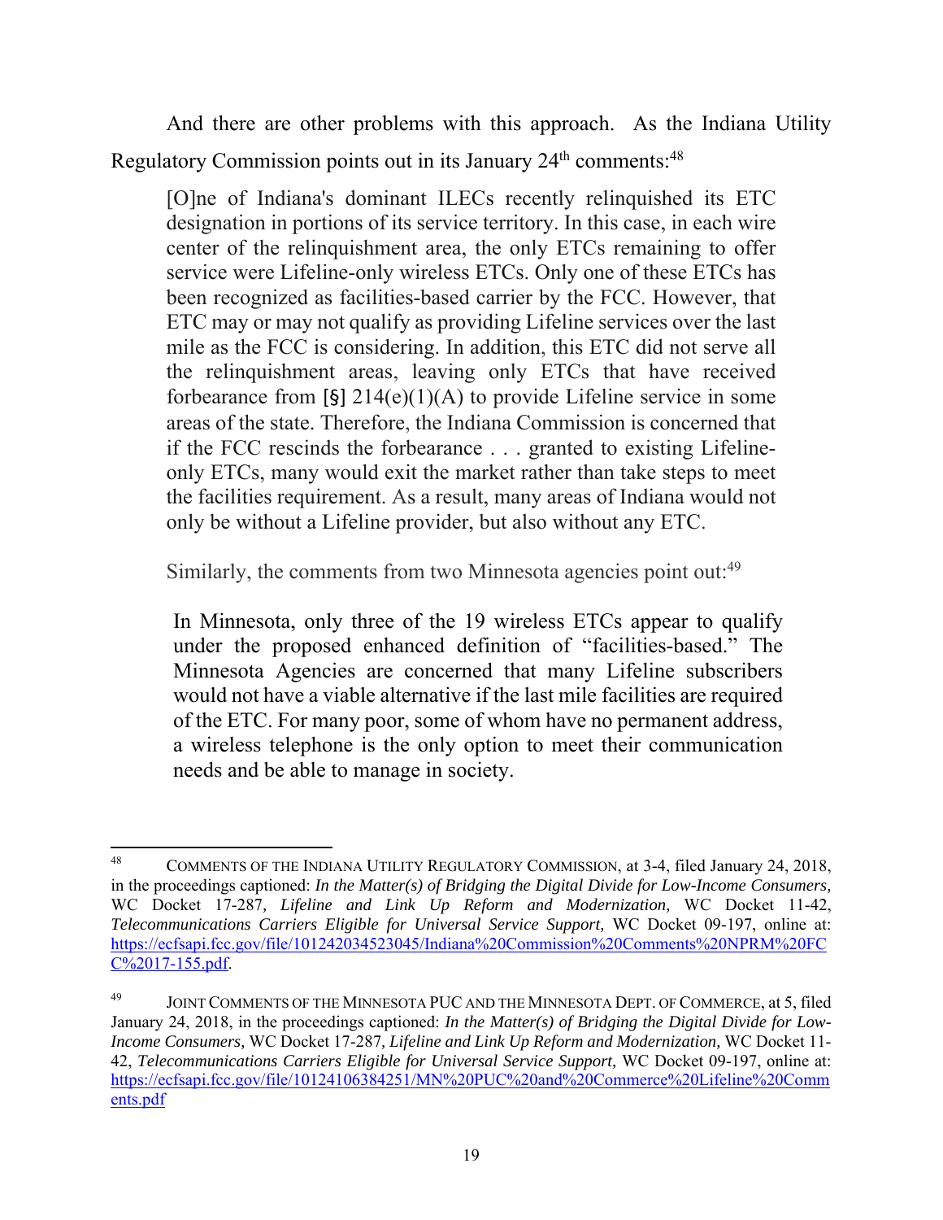And there are other problems with this approach. As the Indiana Utility Regulatory Commission points out in its January 24th comments:[48]

> [O]ne of Indiana's dominant ILECs recently relinquished its ETC designation in portions of its service territory. In this case, in each wire center of the relinquishment area, the only ETCs remaining to offer service were Lifeline-only wireless ETCs. Only one of these ETCs has been recognized as facilities-based carrier by the FCC. However, that ETC may or may not qualify as providing Lifeline services over the last mile as the FCC is considering. In addition, this ETC did not serve all the relinquishment areas, leaving only ETCs that have received forbearance from [§] 214(e)(1)(A) to provide Lifeline service in some areas of the state. Therefore, the Indiana Commission is concerned that if the FCC rescinds the forbearance . . . granted to existing Lifeline-only ETCs, many would exit the market rather than take steps to meet the facilities requirement. As a result, many areas of Indiana would not only be without a Lifeline provider, but also without any ETC.

Similarly, the comments from two Minnesota agencies point out:[49]

> In Minnesota, only three of the 19 wireless ETCs appear to qualify under the proposed enhanced definition of "facilities-based." The Minnesota Agencies are concerned that many Lifeline subscribers would not have a viable alternative if the last mile facilities are required of the ETC. For many poor, some of whom have no permanent address, a wireless telephone is the only option to meet their communication needs and be able to manage in society.

---

[48] COMMENTS OF THE INDIANA UTILITY REGULATORY COMMISSION, at 3-4, filed January 24, 2018, in the proceedings captioned: *In the Matter(s) of Bridging the Digital Divide for Low-Income Consumers,* WC Docket 17-287, *Lifeline and Link Up Reform and Modernization,* WC Docket 11-42, *Telecommunications Carriers Eligible for Universal Service Support,* WC Docket 09-197, online at: https://ecfsapi.fcc.gov/file/101242034523045/Indiana%20Commission%20Comments%20NPRM%20FCC%2017-155.pdf.

[49] JOINT COMMENTS OF THE MINNESOTA PUC AND THE MINNESOTA DEPT. OF COMMERCE, at 5, filed January 24, 2018, in the proceedings captioned: *In the Matter(s) of Bridging the Digital Divide for Low-Income Consumers,* WC Docket 17-287, *Lifeline and Link Up Reform and Modernization,* WC Docket 11-42, *Telecommunications Carriers Eligible for Universal Service Support,* WC Docket 09-197, online at: https://ecfsapi.fcc.gov/file/10124106384251/MN%20PUC%20and%20Commerce%20Lifeline%20Comments.pdf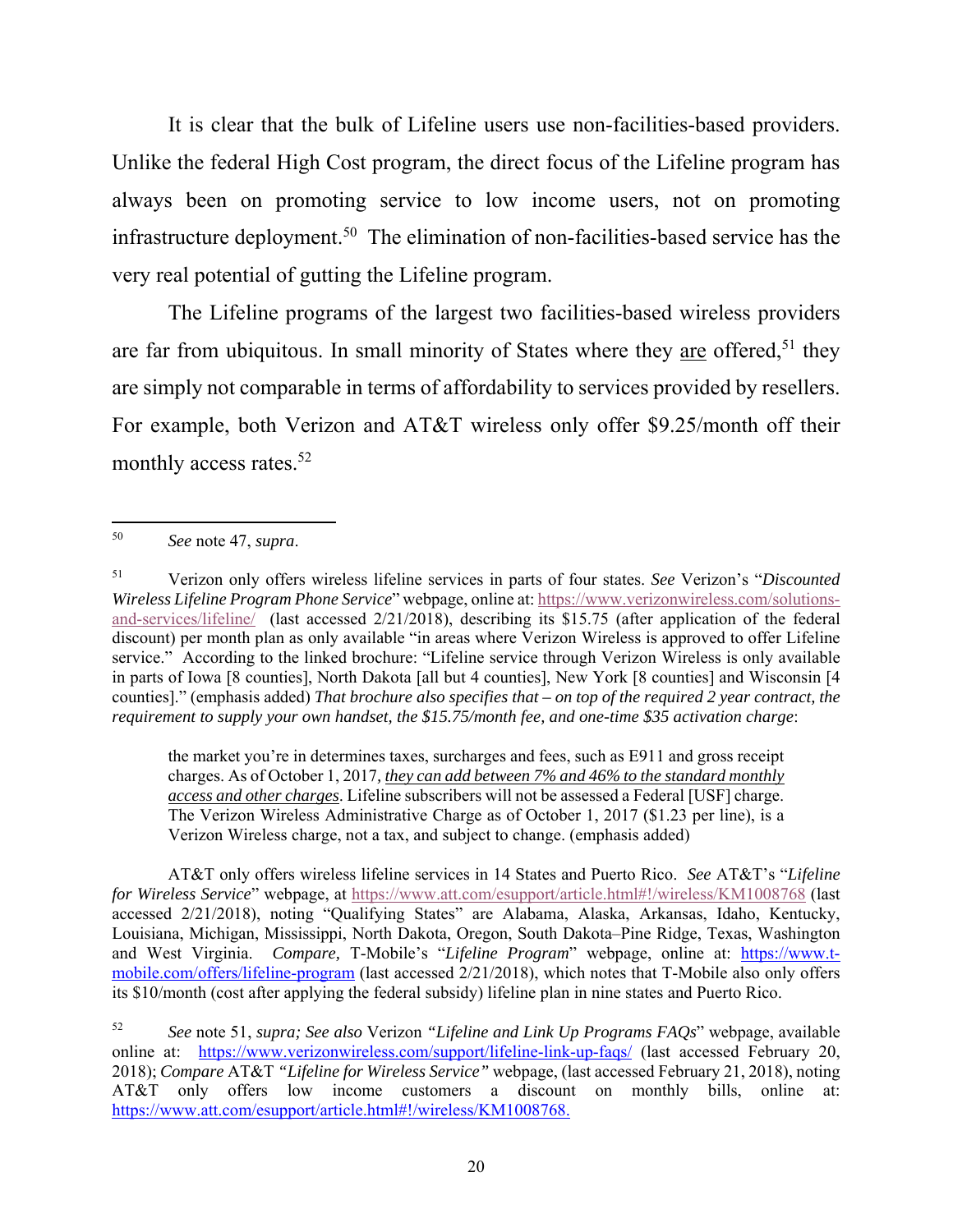It is clear that the bulk of Lifeline users use non-facilities-based providers. Unlike the federal High Cost program, the direct focus of the Lifeline program has always been on promoting service to low income users, not on promoting infrastructure deployment.[50] The elimination of non-facilities-based service has the very real potential of gutting the Lifeline program.

The Lifeline programs of the largest two facilities-based wireless providers are far from ubiquitous. In small minority of States where they <u>are</u> offered,[51] they are simply not comparable in terms of affordability to services provided by resellers. For example, both Verizon and AT&T wireless only offer $9.25/month off their monthly access rates.[52]

---

[50] *See* note 47, *supra*.

[51] Verizon only offers wireless lifeline services in parts of four states. *See* Verizon's "*Discounted Wireless Lifeline Program Phone Service*" webpage, online at: https://www.verizonwireless.com/solutions-and-services/lifeline/ (last accessed 2/21/2018), describing its $15.75 (after application of the federal discount) per month plan as only available "in areas where Verizon Wireless is approved to offer Lifeline service." According to the linked brochure: "Lifeline service through Verizon Wireless is only available in parts of Iowa [8 counties], North Dakota [all but 4 counties], New York [8 counties] and Wisconsin [4 counties]." (emphasis added) *That brochure also specifies that – on top of the required 2 year contract, the requirement to supply your own handset, the $15.75/month fee, and one-time $35 activation charge*:

> the market you're in determines taxes, surcharges and fees, such as E911 and gross receipt charges. As of October 1, 2017, ***<u>they can add between 7% and 46% to the standard monthly access and other charges</u>***. Lifeline subscribers will not be assessed a Federal [USF] charge. The Verizon Wireless Administrative Charge as of October 1, 2017 ($1.23 per line), is a Verizon Wireless charge, not a tax, and subject to change. (emphasis added)

AT&T only offers wireless lifeline services in 14 States and Puerto Rico. *See* AT&T's "*Lifeline for Wireless Service*" webpage, at https://www.att.com/esupport/article.html#!/wireless/KM1008768 (last accessed 2/21/2018), noting "Qualifying States" are Alabama, Alaska, Arkansas, Idaho, Kentucky, Louisiana, Michigan, Mississippi, North Dakota, Oregon, South Dakota–Pine Ridge, Texas, Washington and West Virginia. *Compare,* T-Mobile's "*Lifeline Program*" webpage, online at: https://www.t-mobile.com/offers/lifeline-program (last accessed 2/21/2018), which notes that T-Mobile also only offers its $10/month (cost after applying the federal subsidy) lifeline plan in nine states and Puerto Rico.

[52] *See* note 51, *supra; See also* Verizon *"Lifeline and Link Up Programs FAQs"* webpage, available online at: https://www.verizonwireless.com/support/lifeline-link-up-faqs/ (last accessed February 20, 2018); *Compare* AT&T *"Lifeline for Wireless Service"* webpage, (last accessed February 21, 2018), noting AT&T only offers low income customers a discount on monthly bills, online at: https://www.att.com/esupport/article.html#!/wireless/KM1008768.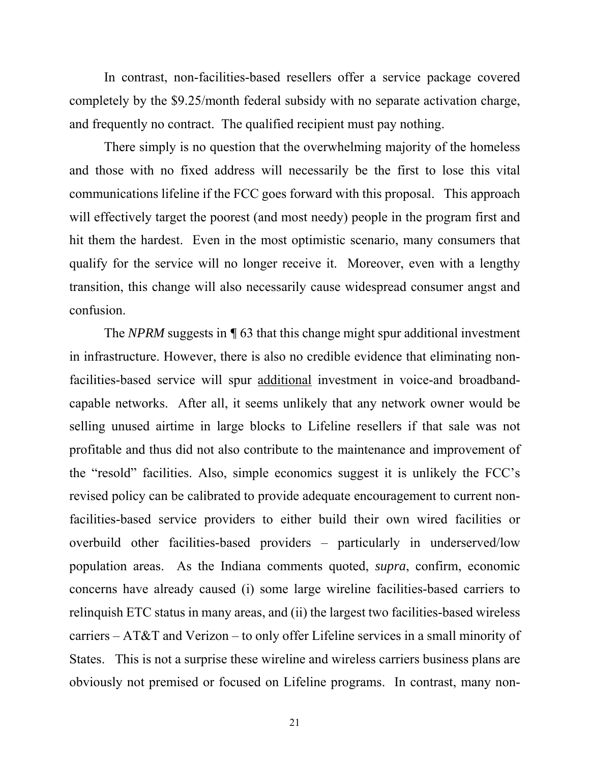In contrast, non-facilities-based resellers offer a service package covered completely by the $9.25/month federal subsidy with no separate activation charge, and frequently no contract. The qualified recipient must pay nothing.

There simply is no question that the overwhelming majority of the homeless and those with no fixed address will necessarily be the first to lose this vital communications lifeline if the FCC goes forward with this proposal. This approach will effectively target the poorest (and most needy) people in the program first and hit them the hardest. Even in the most optimistic scenario, many consumers that qualify for the service will no longer receive it. Moreover, even with a lengthy transition, this change will also necessarily cause widespread consumer angst and confusion.

The *NPRM* suggests in ¶ 63 that this change might spur additional investment in infrastructure. However, there is also no credible evidence that eliminating non-facilities-based service will spur <u>additional</u> investment in voice-and broadband-capable networks. After all, it seems unlikely that any network owner would be selling unused airtime in large blocks to Lifeline resellers if that sale was not profitable and thus did not also contribute to the maintenance and improvement of the "resold" facilities. Also, simple economics suggest it is unlikely the FCC's revised policy can be calibrated to provide adequate encouragement to current non-facilities-based service providers to either build their own wired facilities or overbuild other facilities-based providers – particularly in underserved/low population areas. As the Indiana comments quoted, *supra*, confirm, economic concerns have already caused (i) some large wireline facilities-based carriers to relinquish ETC status in many areas, and (ii) the largest two facilities-based wireless carriers – AT&T and Verizon – to only offer Lifeline services in a small minority of States. This is not a surprise these wireline and wireless carriers business plans are obviously not premised or focused on Lifeline programs. In contrast, many non-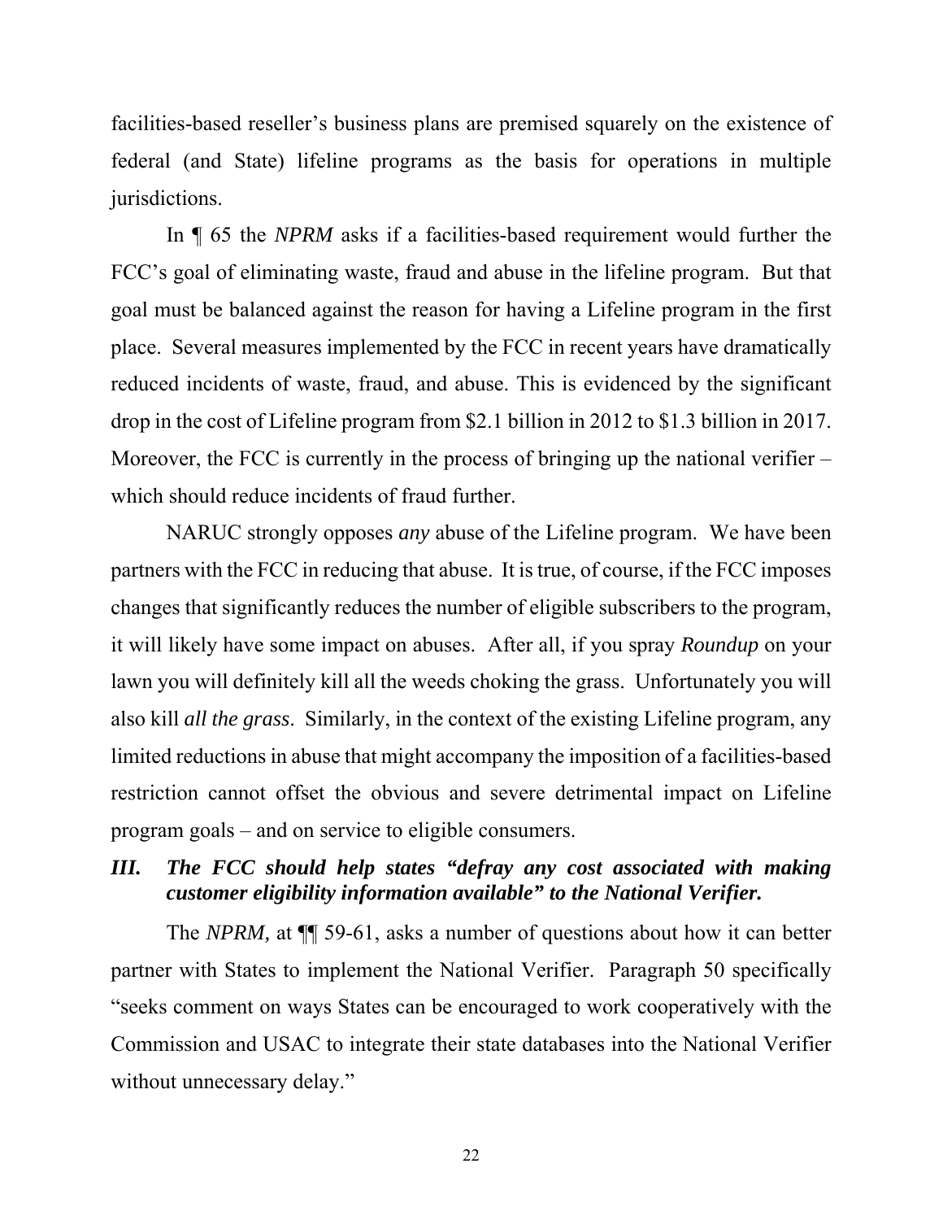facilities-based reseller's business plans are premised squarely on the existence of federal (and State) lifeline programs as the basis for operations in multiple jurisdictions.

In ¶ 65 the *NPRM* asks if a facilities-based requirement would further the FCC's goal of eliminating waste, fraud and abuse in the lifeline program. But that goal must be balanced against the reason for having a Lifeline program in the first place. Several measures implemented by the FCC in recent years have dramatically reduced incidents of waste, fraud, and abuse. This is evidenced by the significant drop in the cost of Lifeline program from $2.1 billion in 2012 to $1.3 billion in 2017. Moreover, the FCC is currently in the process of bringing up the national verifier – which should reduce incidents of fraud further.

NARUC strongly opposes *any* abuse of the Lifeline program. We have been partners with the FCC in reducing that abuse. It is true, of course, if the FCC imposes changes that significantly reduces the number of eligible subscribers to the program, it will likely have some impact on abuses. After all, if you spray *Roundup* on your lawn you will definitely kill all the weeds choking the grass. Unfortunately you will also kill *all the grass*. Similarly, in the context of the existing Lifeline program, any limited reductions in abuse that might accompany the imposition of a facilities-based restriction cannot offset the obvious and severe detrimental impact on Lifeline program goals – and on service to eligible consumers.

## *III. The FCC should help states "defray any cost associated with making customer eligibility information available" to the National Verifier.*

The *NPRM,* at ¶¶ 59-61, asks a number of questions about how it can better partner with States to implement the National Verifier. Paragraph 50 specifically "seeks comment on ways States can be encouraged to work cooperatively with the Commission and USAC to integrate their state databases into the National Verifier without unnecessary delay."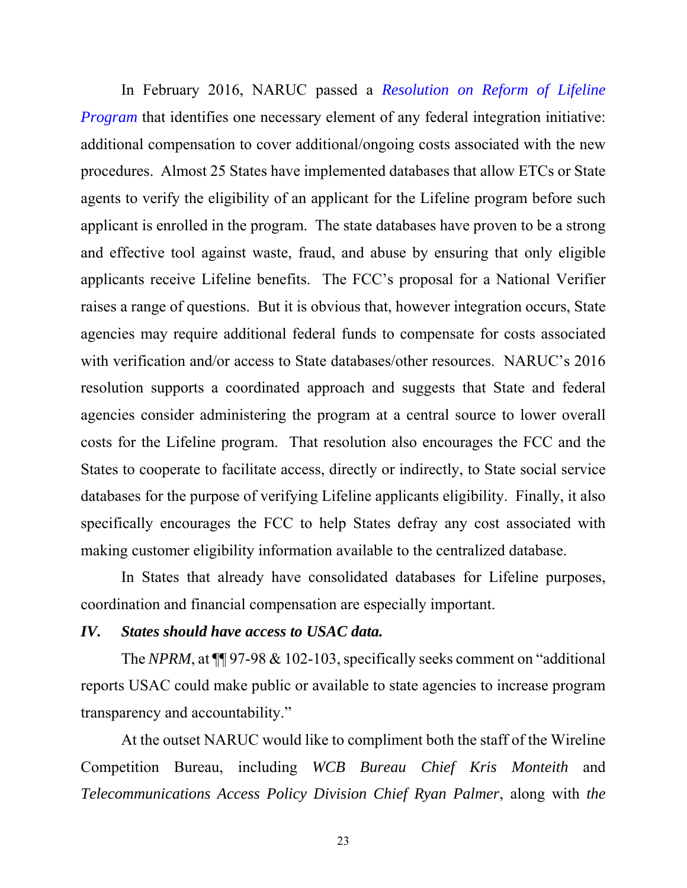In February 2016, NARUC passed a *Resolution on Reform of Lifeline Program* that identifies one necessary element of any federal integration initiative: additional compensation to cover additional/ongoing costs associated with the new procedures. Almost 25 States have implemented databases that allow ETCs or State agents to verify the eligibility of an applicant for the Lifeline program before such applicant is enrolled in the program. The state databases have proven to be a strong and effective tool against waste, fraud, and abuse by ensuring that only eligible applicants receive Lifeline benefits. The FCC's proposal for a National Verifier raises a range of questions. But it is obvious that, however integration occurs, State agencies may require additional federal funds to compensate for costs associated with verification and/or access to State databases/other resources. NARUC's 2016 resolution supports a coordinated approach and suggests that State and federal agencies consider administering the program at a central source to lower overall costs for the Lifeline program. That resolution also encourages the FCC and the States to cooperate to facilitate access, directly or indirectly, to State social service databases for the purpose of verifying Lifeline applicants eligibility. Finally, it also specifically encourages the FCC to help States defray any cost associated with making customer eligibility information available to the centralized database.

In States that already have consolidated databases for Lifeline purposes, coordination and financial compensation are especially important.

### *IV. States should have access to USAC data.*

The *NPRM*, at ¶¶ 97-98 & 102-103, specifically seeks comment on "additional reports USAC could make public or available to state agencies to increase program transparency and accountability."

At the outset NARUC would like to compliment both the staff of the Wireline Competition Bureau, including *WCB Bureau Chief Kris Monteith* and *Telecommunications Access Policy Division Chief Ryan Palmer*, along with *the*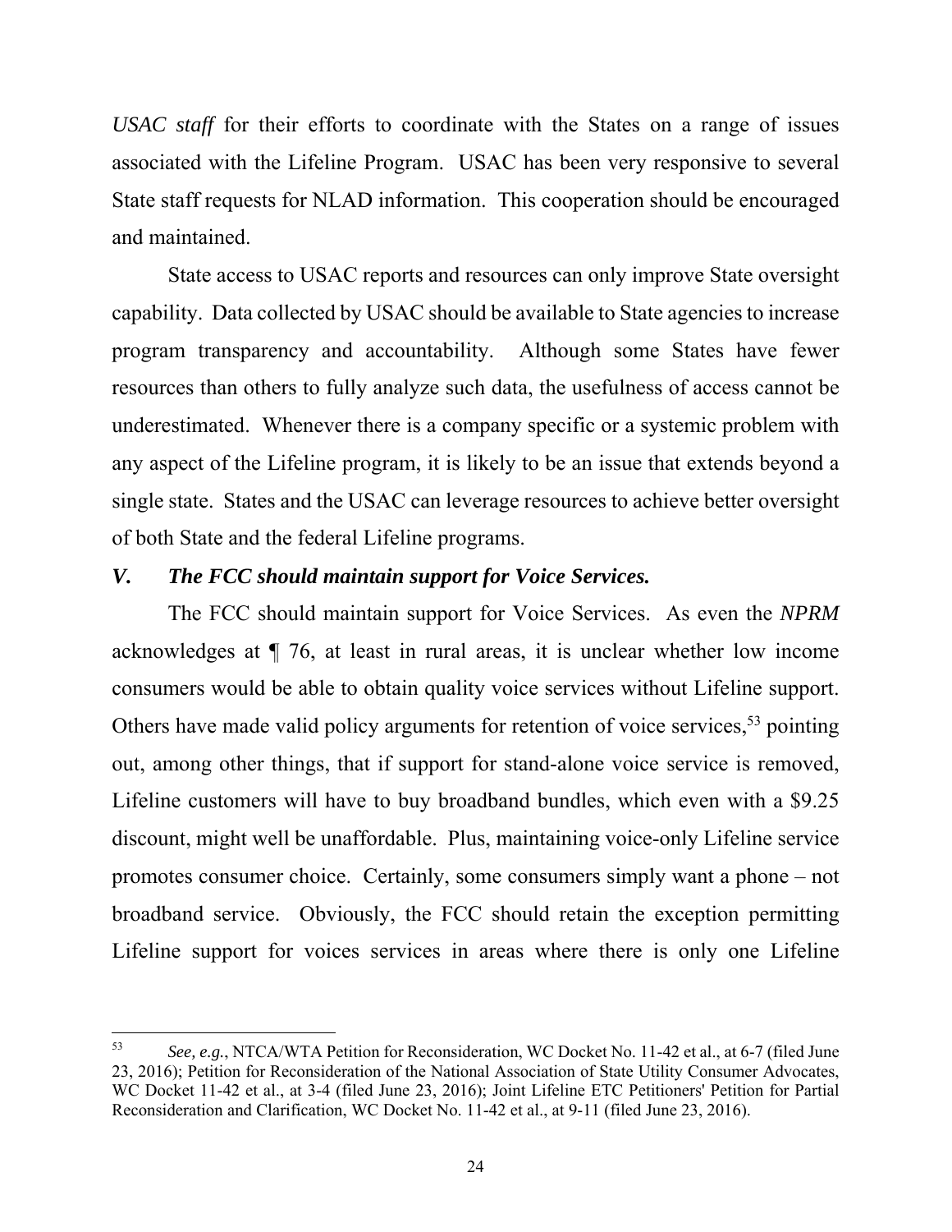*USAC staff* for their efforts to coordinate with the States on a range of issues associated with the Lifeline Program. USAC has been very responsive to several State staff requests for NLAD information. This cooperation should be encouraged and maintained.

State access to USAC reports and resources can only improve State oversight capability. Data collected by USAC should be available to State agencies to increase program transparency and accountability. Although some States have fewer resources than others to fully analyze such data, the usefulness of access cannot be underestimated. Whenever there is a company specific or a systemic problem with any aspect of the Lifeline program, it is likely to be an issue that extends beyond a single state. States and the USAC can leverage resources to achieve better oversight of both State and the federal Lifeline programs.

### *V. The FCC should maintain support for Voice Services.*

The FCC should maintain support for Voice Services. As even the *NPRM* acknowledges at ¶ 76, at least in rural areas, it is unclear whether low income consumers would be able to obtain quality voice services without Lifeline support. Others have made valid policy arguments for retention of voice services,[53] pointing out, among other things, that if support for stand-alone voice service is removed, Lifeline customers will have to buy broadband bundles, which even with a $9.25 discount, might well be unaffordable. Plus, maintaining voice-only Lifeline service promotes consumer choice. Certainly, some consumers simply want a phone – not broadband service. Obviously, the FCC should retain the exception permitting Lifeline support for voices services in areas where there is only one Lifeline

---

[53] *See, e.g.*, NTCA/WTA Petition for Reconsideration, WC Docket No. 11-42 et al., at 6-7 (filed June 23, 2016); Petition for Reconsideration of the National Association of State Utility Consumer Advocates, WC Docket 11-42 et al., at 3-4 (filed June 23, 2016); Joint Lifeline ETC Petitioners' Petition for Partial Reconsideration and Clarification, WC Docket No. 11-42 et al., at 9-11 (filed June 23, 2016).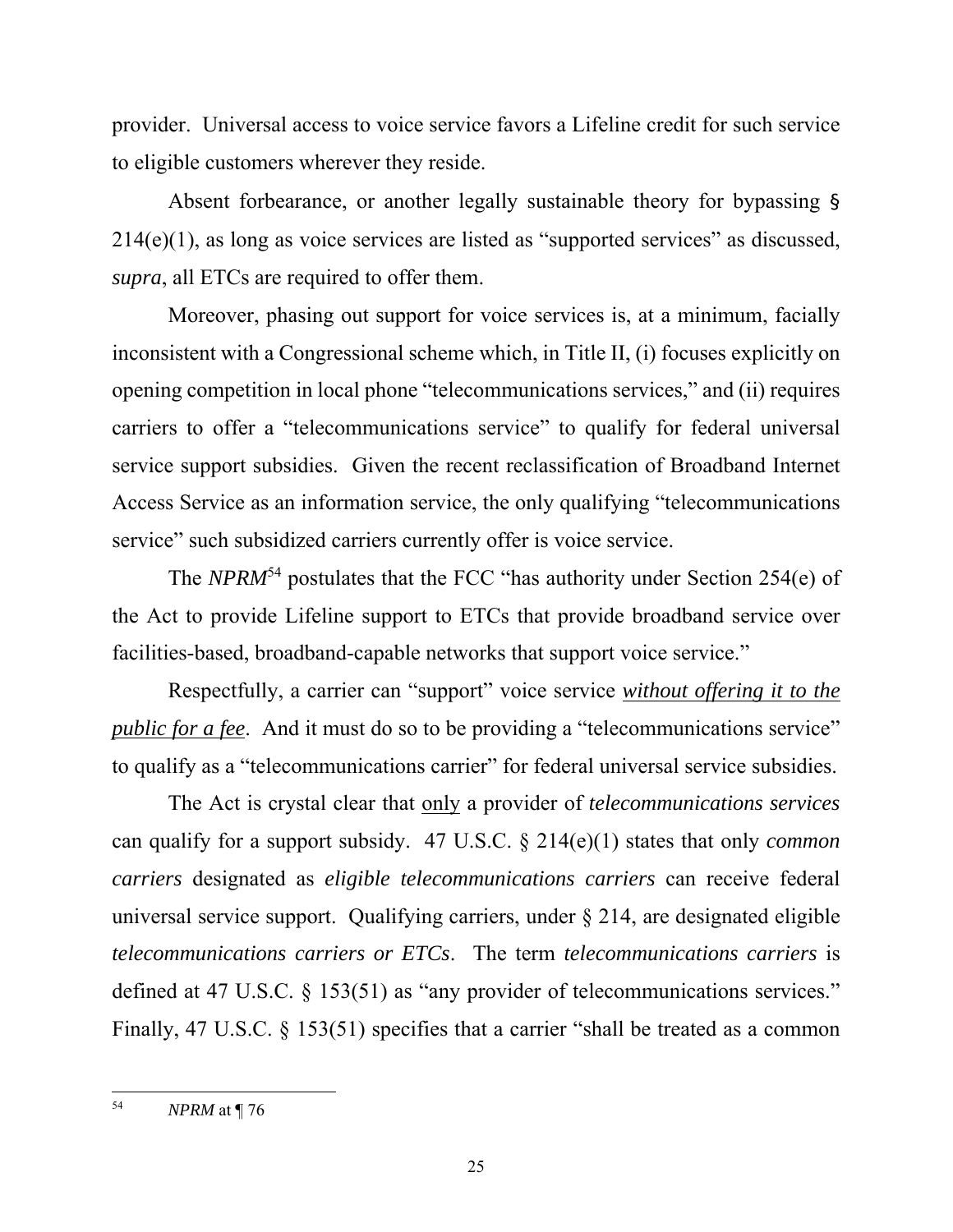provider. Universal access to voice service favors a Lifeline credit for such service to eligible customers wherever they reside.

Absent forbearance, or another legally sustainable theory for bypassing § 214(e)(1), as long as voice services are listed as "supported services" as discussed, *supra*, all ETCs are required to offer them.

Moreover, phasing out support for voice services is, at a minimum, facially inconsistent with a Congressional scheme which, in Title II, (i) focuses explicitly on opening competition in local phone "telecommunications services," and (ii) requires carriers to offer a "telecommunications service" to qualify for federal universal service support subsidies. Given the recent reclassification of Broadband Internet Access Service as an information service, the only qualifying "telecommunications service" such subsidized carriers currently offer is voice service.

The *NPRM*[54] postulates that the FCC "has authority under Section 254(e) of the Act to provide Lifeline support to ETCs that provide broadband service over facilities-based, broadband-capable networks that support voice service."

Respectfully, a carrier can "support" voice service <u>*without offering it to the public for a fee*</u>. And it must do so to be providing a "telecommunications service" to qualify as a "telecommunications carrier" for federal universal service subsidies.

The Act is crystal clear that <u>only</u> a provider of *telecommunications services* can qualify for a support subsidy. 47 U.S.C. § 214(e)(1) states that only *common carriers* designated as *eligible telecommunications carriers* can receive federal universal service support. Qualifying carriers, under § 214, are designated eligible *telecommunications carriers or ETCs*. The term *telecommunications carriers* is defined at 47 U.S.C. § 153(51) as "any provider of telecommunications services." Finally, 47 U.S.C. § 153(51) specifies that a carrier "shall be treated as a common

[54] *NPRM* at ¶ 76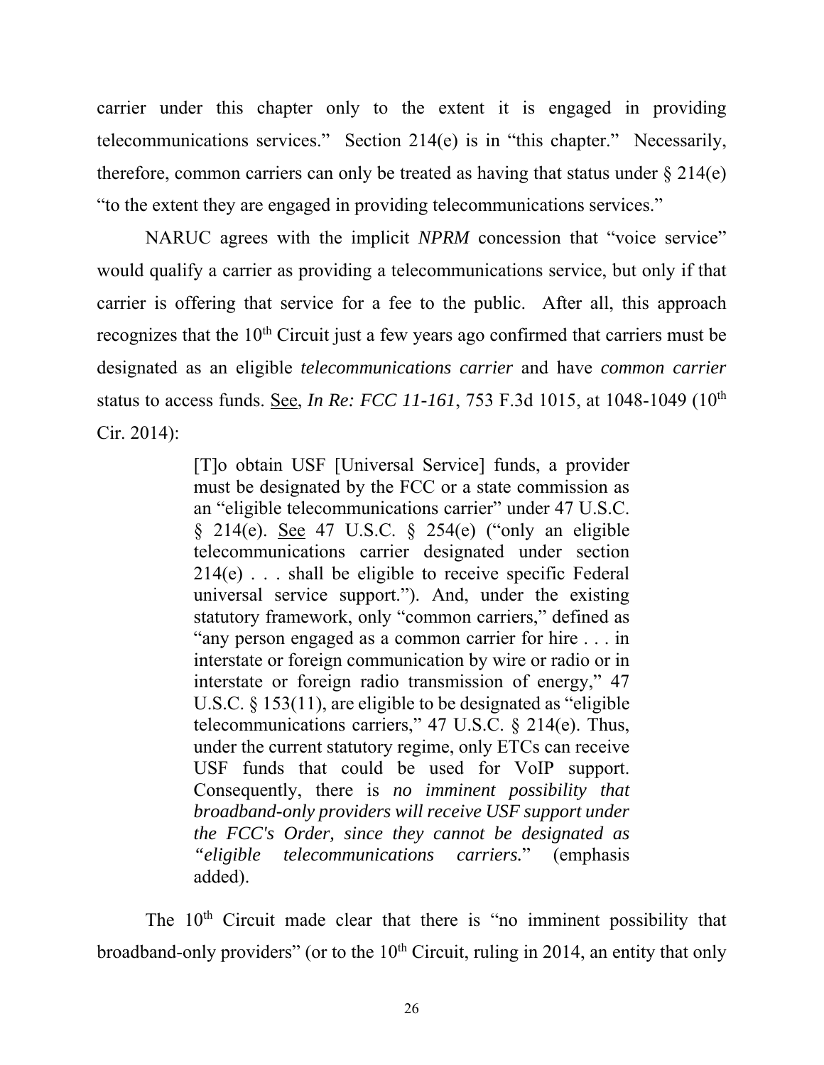carrier under this chapter only to the extent it is engaged in providing telecommunications services." Section 214(e) is in "this chapter." Necessarily, therefore, common carriers can only be treated as having that status under § 214(e) "to the extent they are engaged in providing telecommunications services."

NARUC agrees with the implicit *NPRM* concession that "voice service" would qualify a carrier as providing a telecommunications service, but only if that carrier is offering that service for a fee to the public. After all, this approach recognizes that the 10th Circuit just a few years ago confirmed that carriers must be designated as an eligible *telecommunications carrier* and have *common carrier* status to access funds. See, *In Re: FCC 11-161*, 753 F.3d 1015, at 1048-1049 (10th Cir. 2014):

> [T]o obtain USF [Universal Service] funds, a provider must be designated by the FCC or a state commission as an "eligible telecommunications carrier" under 47 U.S.C. § 214(e). See 47 U.S.C. § 254(e) ("only an eligible telecommunications carrier designated under section 214(e) . . . shall be eligible to receive specific Federal universal service support."). And, under the existing statutory framework, only "common carriers," defined as "any person engaged as a common carrier for hire . . . in interstate or foreign communication by wire or radio or in interstate or foreign radio transmission of energy," 47 U.S.C. § 153(11), are eligible to be designated as "eligible telecommunications carriers," 47 U.S.C. § 214(e). Thus, under the current statutory regime, only ETCs can receive USF funds that could be used for VoIP support. Consequently, there is *no imminent possibility that broadband-only providers will receive USF support under the FCC's Order, since they cannot be designated as "eligible telecommunications carriers.*" (emphasis added).

The 10th Circuit made clear that there is "no imminent possibility that broadband-only providers" (or to the 10th Circuit, ruling in 2014, an entity that only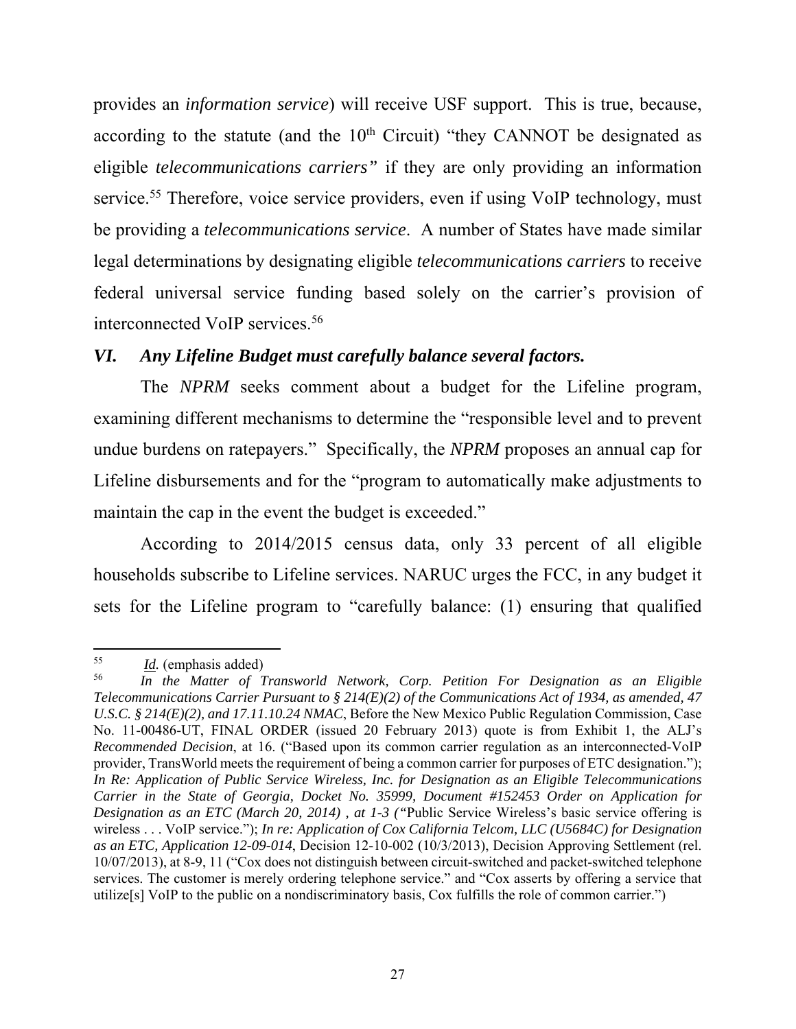provides an *information service*) will receive USF support. This is true, because, according to the statute (and the 10th Circuit) "they CANNOT be designated as eligible *telecommunications carriers"* if they are only providing an information service.[55] Therefore, voice service providers, even if using VoIP technology, must be providing a *telecommunications service*. A number of States have made similar legal determinations by designating eligible *telecommunications carriers* to receive federal universal service funding based solely on the carrier's provision of interconnected VoIP services.[56]

### *VI. Any Lifeline Budget must carefully balance several factors.*

The *NPRM* seeks comment about a budget for the Lifeline program, examining different mechanisms to determine the "responsible level and to prevent undue burdens on ratepayers." Specifically, the *NPRM* proposes an annual cap for Lifeline disbursements and for the "program to automatically make adjustments to maintain the cap in the event the budget is exceeded."

According to 2014/2015 census data, only 33 percent of all eligible households subscribe to Lifeline services. NARUC urges the FCC, in any budget it sets for the Lifeline program to "carefully balance: (1) ensuring that qualified

---

[55] *Id.* (emphasis added)

[56] *In the Matter of Transworld Network, Corp. Petition For Designation as an Eligible Telecommunications Carrier Pursuant to § 214(E)(2) of the Communications Act of 1934, as amended, 47 U.S.C. § 214(E)(2), and 17.11.10.24 NMAC*, Before the New Mexico Public Regulation Commission, Case No. 11-00486-UT, FINAL ORDER (issued 20 February 2013) quote is from Exhibit 1, the ALJ's *Recommended Decision*, at 16. ("Based upon its common carrier regulation as an interconnected-VoIP provider, TransWorld meets the requirement of being a common carrier for purposes of ETC designation."); *In Re: Application of Public Service Wireless, Inc. for Designation as an Eligible Telecommunications Carrier in the State of Georgia, Docket No. 35999, Document #152453 Order on Application for Designation as an ETC (March 20, 2014) , at 1-3 ("*Public Service Wireless's basic service offering is wireless . . . VoIP service."); *In re: Application of Cox California Telcom, LLC (U5684C) for Designation as an ETC, Application 12-09-014*, Decision 12-10-002 (10/3/2013), Decision Approving Settlement (rel. 10/07/2013), at 8-9, 11 ("Cox does not distinguish between circuit-switched and packet-switched telephone services. The customer is merely ordering telephone service." and "Cox asserts by offering a service that utilize[s] VoIP to the public on a nondiscriminatory basis, Cox fulfills the role of common carrier.")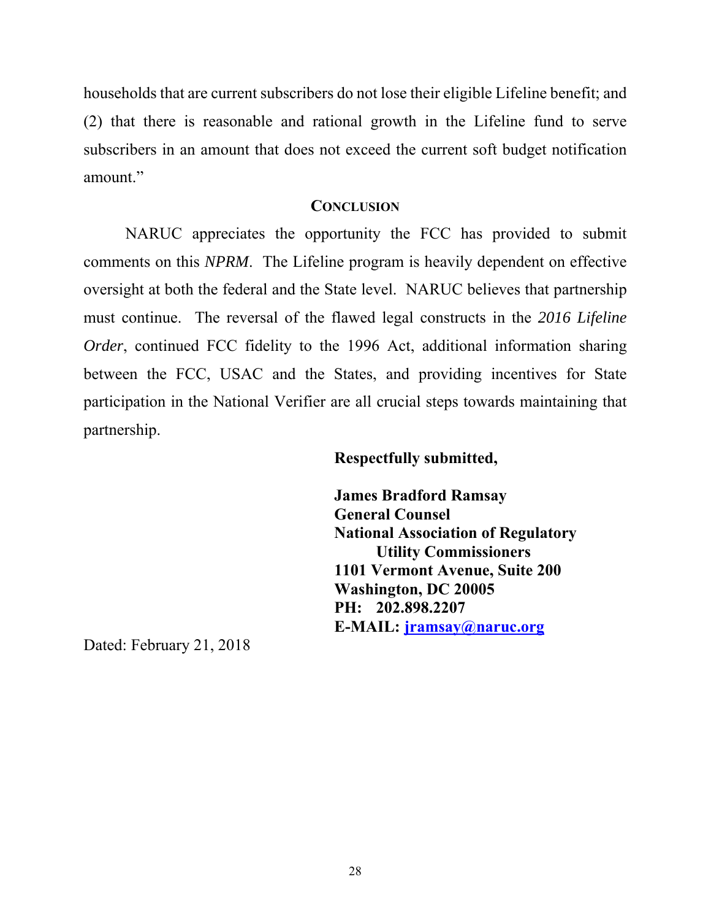households that are current subscribers do not lose their eligible Lifeline benefit; and (2) that there is reasonable and rational growth in the Lifeline fund to serve subscribers in an amount that does not exceed the current soft budget notification amount."

## CONCLUSION

NARUC appreciates the opportunity the FCC has provided to submit comments on this *NPRM*. The Lifeline program is heavily dependent on effective oversight at both the federal and the State level. NARUC believes that partnership must continue. The reversal of the flawed legal constructs in the *2016 Lifeline Order*, continued FCC fidelity to the 1996 Act, additional information sharing between the FCC, USAC and the States, and providing incentives for State participation in the National Verifier are all crucial steps towards maintaining that partnership.

**Respectfully submitted,**

**James Bradford Ramsay**
**General Counsel**
**National Association of Regulatory Utility Commissioners**
**1101 Vermont Avenue, Suite 200**
**Washington, DC 20005**
**PH: 202.898.2207**
**E-MAIL: jramsay@naruc.org**

Dated: February 21, 2018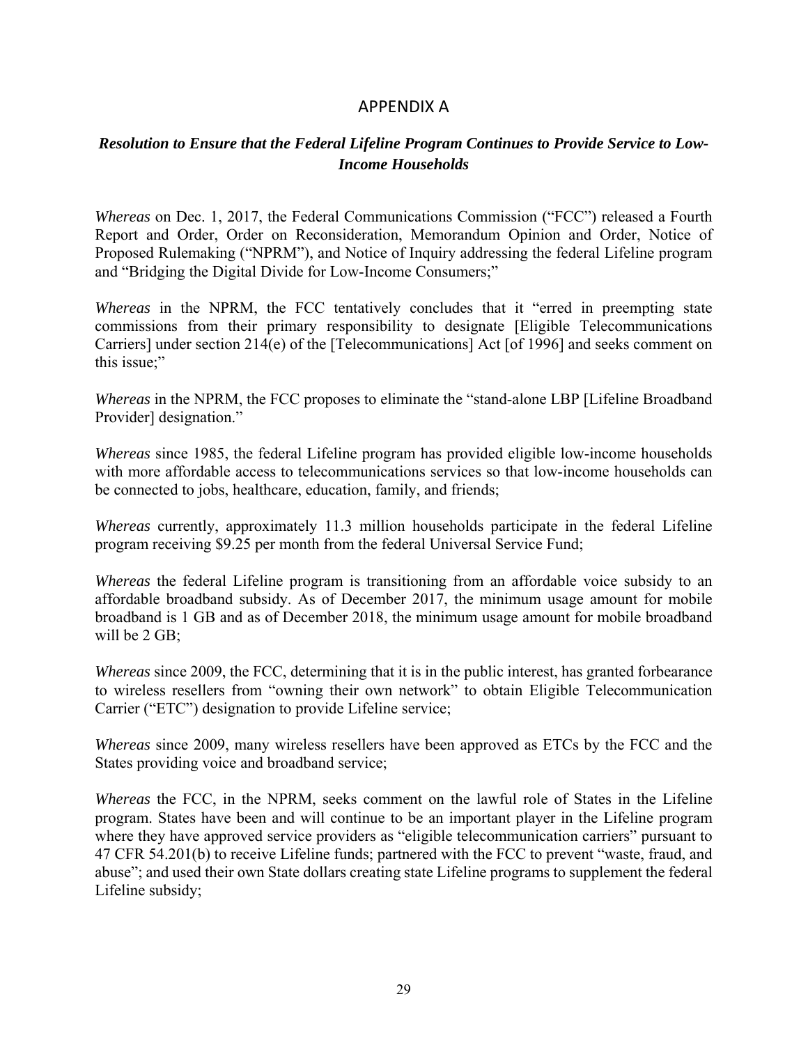# APPENDIX A

## *Resolution to Ensure that the Federal Lifeline Program Continues to Provide Service to Low-Income Households*

*Whereas* on Dec. 1, 2017, the Federal Communications Commission ("FCC") released a Fourth Report and Order, Order on Reconsideration, Memorandum Opinion and Order, Notice of Proposed Rulemaking ("NPRM"), and Notice of Inquiry addressing the federal Lifeline program and "Bridging the Digital Divide for Low-Income Consumers;"

*Whereas* in the NPRM, the FCC tentatively concludes that it "erred in preempting state commissions from their primary responsibility to designate [Eligible Telecommunications Carriers] under section 214(e) of the [Telecommunications] Act [of 1996] and seeks comment on this issue;"

*Whereas* in the NPRM, the FCC proposes to eliminate the "stand-alone LBP [Lifeline Broadband Provider] designation."

*Whereas* since 1985, the federal Lifeline program has provided eligible low-income households with more affordable access to telecommunications services so that low-income households can be connected to jobs, healthcare, education, family, and friends;

*Whereas* currently, approximately 11.3 million households participate in the federal Lifeline program receiving $9.25 per month from the federal Universal Service Fund;

*Whereas* the federal Lifeline program is transitioning from an affordable voice subsidy to an affordable broadband subsidy. As of December 2017, the minimum usage amount for mobile broadband is 1 GB and as of December 2018, the minimum usage amount for mobile broadband will be 2 GB;

*Whereas* since 2009, the FCC, determining that it is in the public interest, has granted forbearance to wireless resellers from "owning their own network" to obtain Eligible Telecommunication Carrier ("ETC") designation to provide Lifeline service;

*Whereas* since 2009, many wireless resellers have been approved as ETCs by the FCC and the States providing voice and broadband service;

*Whereas* the FCC, in the NPRM, seeks comment on the lawful role of States in the Lifeline program. States have been and will continue to be an important player in the Lifeline program where they have approved service providers as "eligible telecommunication carriers" pursuant to 47 CFR 54.201(b) to receive Lifeline funds; partnered with the FCC to prevent "waste, fraud, and abuse"; and used their own State dollars creating state Lifeline programs to supplement the federal Lifeline subsidy;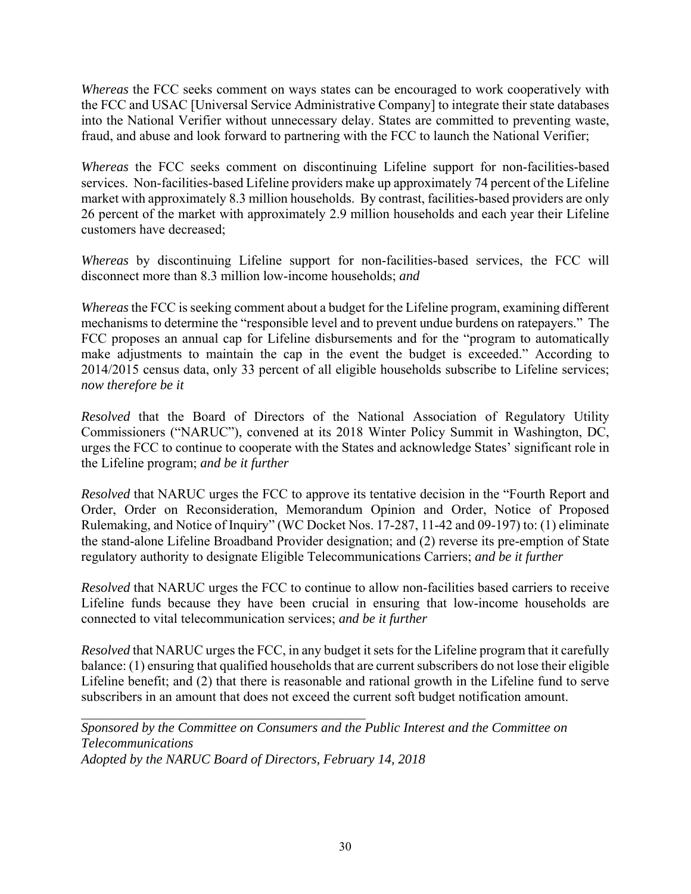*Whereas* the FCC seeks comment on ways states can be encouraged to work cooperatively with the FCC and USAC [Universal Service Administrative Company] to integrate their state databases into the National Verifier without unnecessary delay. States are committed to preventing waste, fraud, and abuse and look forward to partnering with the FCC to launch the National Verifier;

*Whereas* the FCC seeks comment on discontinuing Lifeline support for non-facilities-based services. Non-facilities-based Lifeline providers make up approximately 74 percent of the Lifeline market with approximately 8.3 million households. By contrast, facilities-based providers are only 26 percent of the market with approximately 2.9 million households and each year their Lifeline customers have decreased;

*Whereas* by discontinuing Lifeline support for non-facilities-based services, the FCC will disconnect more than 8.3 million low-income households; *and*

*Whereas* the FCC is seeking comment about a budget for the Lifeline program, examining different mechanisms to determine the "responsible level and to prevent undue burdens on ratepayers." The FCC proposes an annual cap for Lifeline disbursements and for the "program to automatically make adjustments to maintain the cap in the event the budget is exceeded." According to 2014/2015 census data, only 33 percent of all eligible households subscribe to Lifeline services; *now therefore be it*

*Resolved* that the Board of Directors of the National Association of Regulatory Utility Commissioners ("NARUC"), convened at its 2018 Winter Policy Summit in Washington, DC, urges the FCC to continue to cooperate with the States and acknowledge States' significant role in the Lifeline program; *and be it further*

*Resolved* that NARUC urges the FCC to approve its tentative decision in the "Fourth Report and Order, Order on Reconsideration, Memorandum Opinion and Order, Notice of Proposed Rulemaking, and Notice of Inquiry" (WC Docket Nos. 17-287, 11-42 and 09-197) to: (1) eliminate the stand-alone Lifeline Broadband Provider designation; and (2) reverse its pre-emption of State regulatory authority to designate Eligible Telecommunications Carriers; *and be it further*

*Resolved* that NARUC urges the FCC to continue to allow non-facilities based carriers to receive Lifeline funds because they have been crucial in ensuring that low-income households are connected to vital telecommunication services; *and be it further*

*Resolved* that NARUC urges the FCC, in any budget it sets for the Lifeline program that it carefully balance: (1) ensuring that qualified households that are current subscribers do not lose their eligible Lifeline benefit; and (2) that there is reasonable and rational growth in the Lifeline fund to serve subscribers in an amount that does not exceed the current soft budget notification amount.

---

*Sponsored by the Committee on Consumers and the Public Interest and the Committee on Telecommunications*
*Adopted by the NARUC Board of Directors, February 14, 2018*